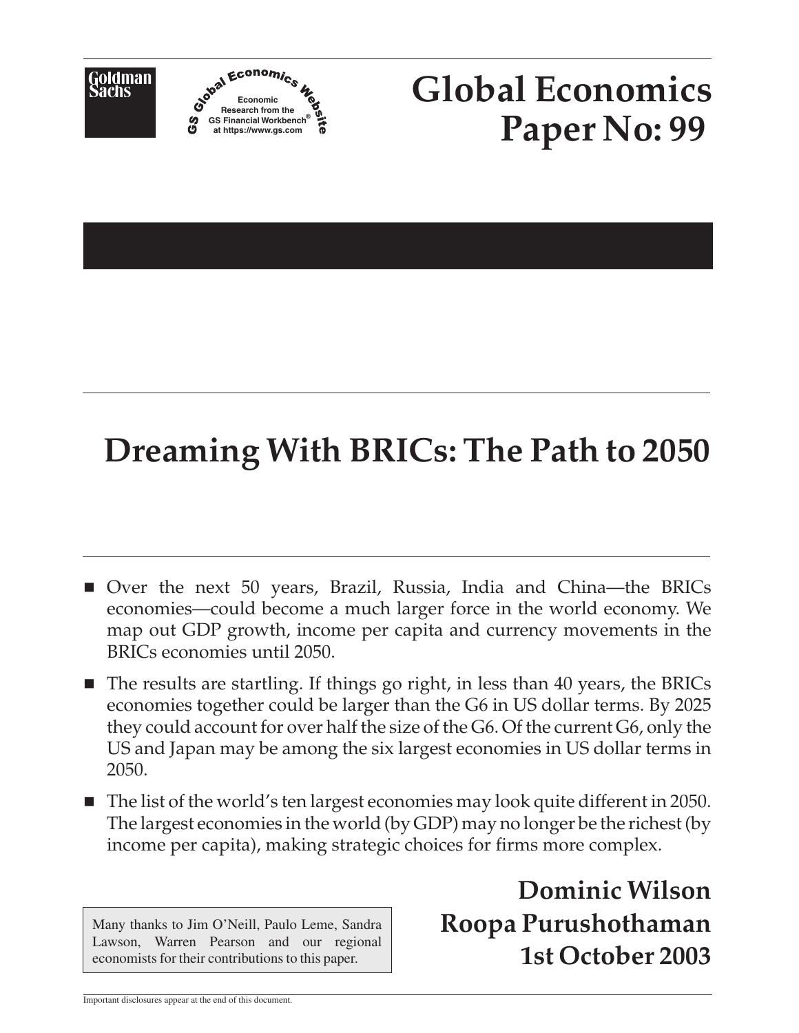Goldman Sachs

GS Global Economics Website
Economic Research from the GS Financial Workbench® at https://www.gs.com

# Global Economics Paper No: 99

# Dreaming With BRICs: The Path to 2050

- Over the next 50 years, Brazil, Russia, India and China—the BRICs economies—could become a much larger force in the world economy. We map out GDP growth, income per capita and currency movements in the BRICs economies until 2050.
- The results are startling. If things go right, in less than 40 years, the BRICs economies together could be larger than the G6 in US dollar terms. By 2025 they could account for over half the size of the G6. Of the current G6, only the US and Japan may be among the six largest economies in US dollar terms in 2050.
- The list of the world's ten largest economies may look quite different in 2050. The largest economies in the world (by GDP) may no longer be the richest (by income per capita), making strategic choices for firms more complex.

Many thanks to Jim O'Neill, Paulo Leme, Sandra Lawson, Warren Pearson and our regional economists for their contributions to this paper.

**Dominic Wilson**
**Roopa Purushothaman**
**1st October 2003**

Important disclosures appear at the end of this document.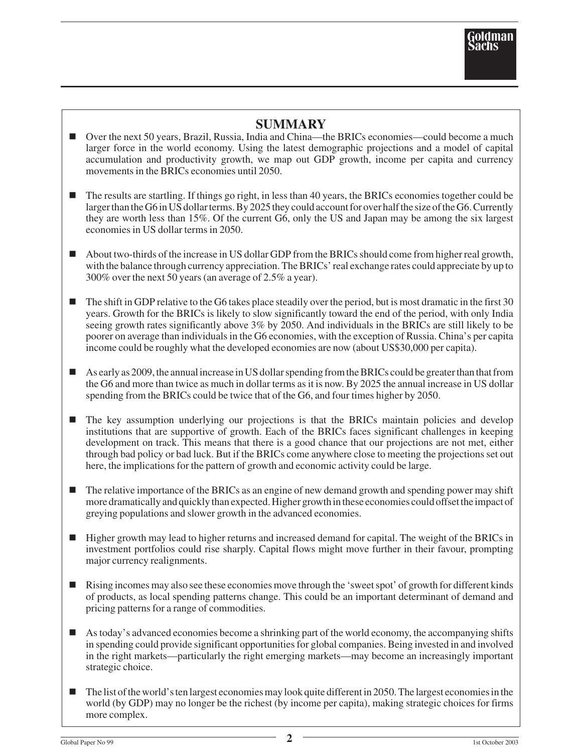# SUMMARY

- Over the next 50 years, Brazil, Russia, India and China—the BRICs economies—could become a much larger force in the world economy. Using the latest demographic projections and a model of capital accumulation and productivity growth, we map out GDP growth, income per capita and currency movements in the BRICs economies until 2050.

- The results are startling. If things go right, in less than 40 years, the BRICs economies together could be larger than the G6 in US dollar terms. By 2025 they could account for over half the size of the G6. Currently they are worth less than 15%. Of the current G6, only the US and Japan may be among the six largest economies in US dollar terms in 2050.

- About two-thirds of the increase in US dollar GDP from the BRICs should come from higher real growth, with the balance through currency appreciation. The BRICs' real exchange rates could appreciate by up to 300% over the next 50 years (an average of 2.5% a year).

- The shift in GDP relative to the G6 takes place steadily over the period, but is most dramatic in the first 30 years. Growth for the BRICs is likely to slow significantly toward the end of the period, with only India seeing growth rates significantly above 3% by 2050. And individuals in the BRICs are still likely to be poorer on average than individuals in the G6 economies, with the exception of Russia. China's per capita income could be roughly what the developed economies are now (about US$30,000 per capita).

- As early as 2009, the annual increase in US dollar spending from the BRICs could be greater than that from the G6 and more than twice as much in dollar terms as it is now. By 2025 the annual increase in US dollar spending from the BRICs could be twice that of the G6, and four times higher by 2050.

- The key assumption underlying our projections is that the BRICs maintain policies and develop institutions that are supportive of growth. Each of the BRICs faces significant challenges in keeping development on track. This means that there is a good chance that our projections are not met, either through bad policy or bad luck. But if the BRICs come anywhere close to meeting the projections set out here, the implications for the pattern of growth and economic activity could be large.

- The relative importance of the BRICs as an engine of new demand growth and spending power may shift more dramatically and quickly than expected. Higher growth in these economies could offset the impact of greying populations and slower growth in the advanced economies.

- Higher growth may lead to higher returns and increased demand for capital. The weight of the BRICs in investment portfolios could rise sharply. Capital flows might move further in their favour, prompting major currency realignments.

- Rising incomes may also see these economies move through the 'sweet spot' of growth for different kinds of products, as local spending patterns change. This could be an important determinant of demand and pricing patterns for a range of commodities.

- As today's advanced economies become a shrinking part of the world economy, the accompanying shifts in spending could provide significant opportunities for global companies. Being invested in and involved in the right markets—particularly the right emerging markets—may become an increasingly important strategic choice.

- The list of the world's ten largest economies may look quite different in 2050. The largest economies in the world (by GDP) may no longer be the richest (by income per capita), making strategic choices for firms more complex.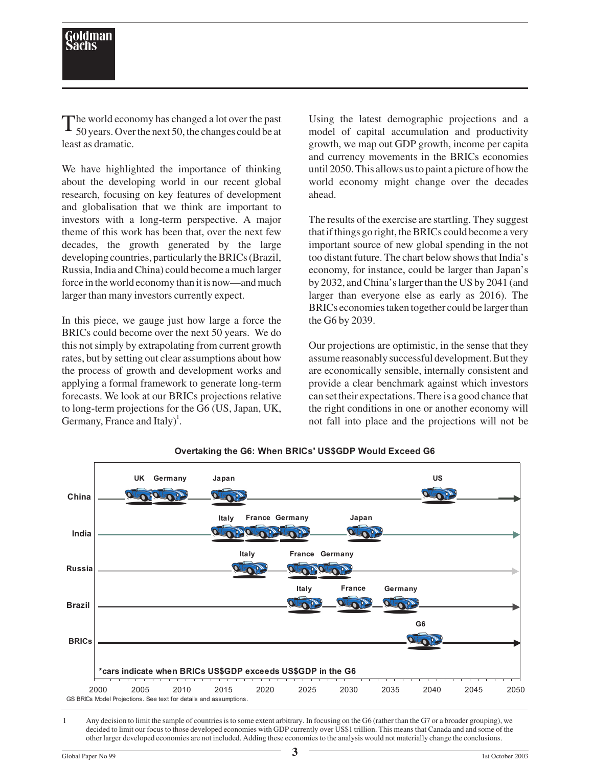The world economy has changed a lot over the past 50 years. Over the next 50, the changes could be at least as dramatic.

We have highlighted the importance of thinking about the developing world in our recent global research, focusing on key features of development and globalisation that we think are important to investors with a long-term perspective. A major theme of this work has been that, over the next few decades, the growth generated by the large developing countries, particularly the BRICs (Brazil, Russia, India and China) could become a much larger force in the world economy than it is now—and much larger than many investors currently expect.

In this piece, we gauge just how large a force the BRICs could become over the next 50 years. We do this not simply by extrapolating from current growth rates, but by setting out clear assumptions about how the process of growth and development works and applying a formal framework to generate long-term forecasts. We look at our BRICs projections relative to long-term projections for the G6 (US, Japan, UK, Germany, France and Italy)[1].

Using the latest demographic projections and a model of capital accumulation and productivity growth, we map out GDP growth, income per capita and currency movements in the BRICs economies until 2050. This allows us to paint a picture of how the world economy might change over the decades ahead.

The results of the exercise are startling. They suggest that if things go right, the BRICs could become a very important source of new global spending in the not too distant future. The chart below shows that India's economy, for instance, could be larger than Japan's by 2032, and China's larger than the US by 2041 (and larger than everyone else as early as 2016). The BRICs economies taken together could be larger than the G6 by 2039.

Our projections are optimistic, in the sense that they assume reasonably successful development. But they are economically sensible, internally consistent and provide a clear benchmark against which investors can set their expectations. There is a good chance that the right conditions in one or another economy will not fall into place and the projections will not be

**Overtaking the G6: When BRICs' US$GDP Would Exceed G6**

| | Overtakes (approx. year) |
|---|---|
| China | UK, Germany, Japan, US |
| India | Italy, France, Germany, Japan |
| Russia | Italy, France, Germany |
| Brazil | Italy, France, Germany |
| BRICs | G6 |

*cars indicate when BRICs US$GDP exceeds US$GDP in the G6

GS BRICs Model Projections. See text for details and assumptions.

1 Any decision to limit the sample of countries is to some extent arbitrary. In focusing on the G6 (rather than the G7 or a broader grouping), we decided to limit our focus to those developed economies with GDP currently over US$1 trillion. This means that Canada and and some of the other larger developed economies are not included. Adding these economies to the analysis would not materially change the conclusions.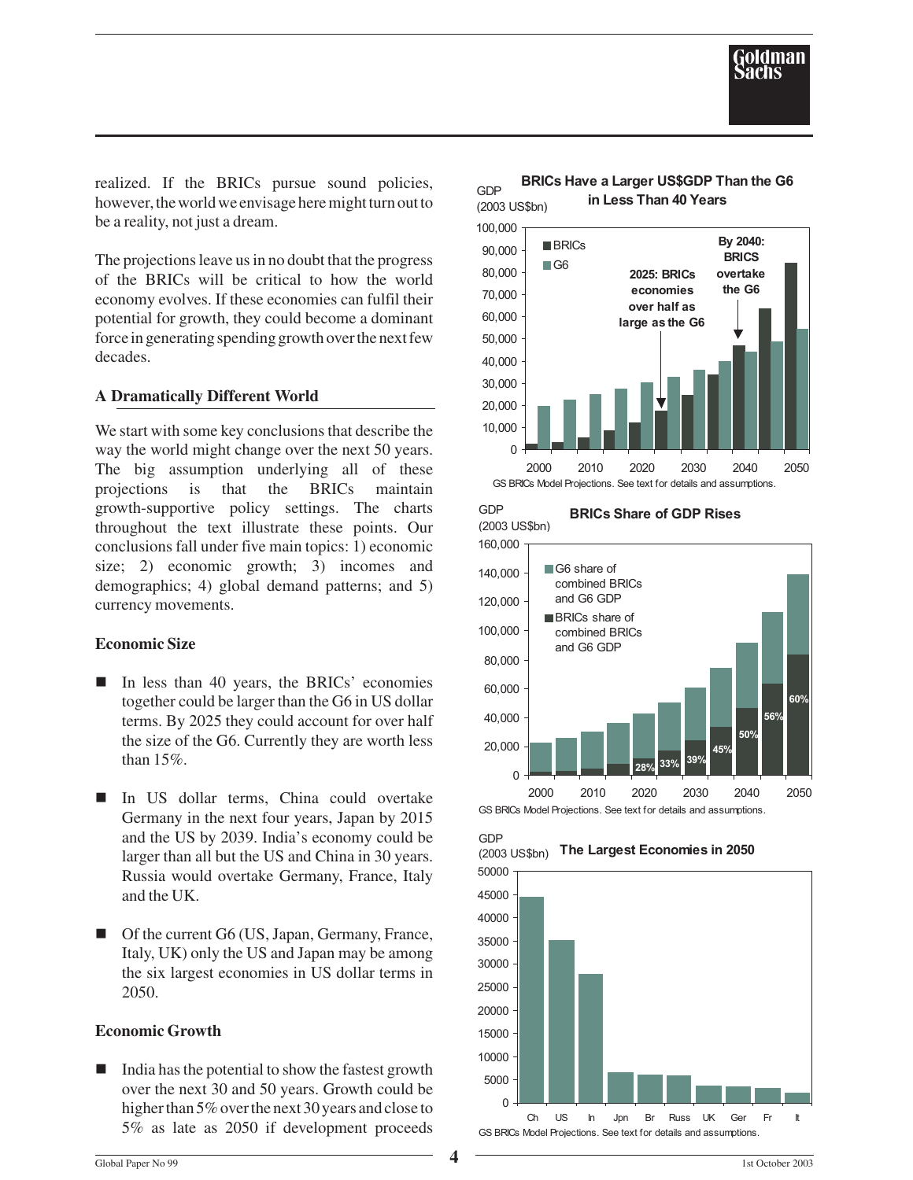realized. If the BRICs pursue sound policies, however, the world we envisage here might turn out to be a reality, not just a dream.

The projections leave us in no doubt that the progress of the BRICs will be critical to how the world economy evolves. If these economies can fulfil their potential for growth, they could become a dominant force in generating spending growth over the next few decades.

## A Dramatically Different World

We start with some key conclusions that describe the way the world might change over the next 50 years. The big assumption underlying all of these projections is that the BRICs maintain growth-supportive policy settings. The charts throughout the text illustrate these points. Our conclusions fall under five main topics: 1) economic size; 2) economic growth; 3) incomes and demographics; 4) global demand patterns; and 5) currency movements.

### Economic Size

- In less than 40 years, the BRICs' economies together could be larger than the G6 in US dollar terms. By 2025 they could account for over half the size of the G6. Currently they are worth less than 15%.

- In US dollar terms, China could overtake Germany in the next four years, Japan by 2015 and the US by 2039. India's economy could be larger than all but the US and China in 30 years. Russia would overtake Germany, France, Italy and the UK.

- Of the current G6 (US, Japan, Germany, France, Italy, UK) only the US and Japan may be among the six largest economies in US dollar terms in 2050.

### Economic Growth

- India has the potential to show the fastest growth over the next 30 and 50 years. Growth could be higher than 5% over the next 30 years and close to 5% as late as 2050 if development proceeds

**BRICs Have a Larger US$GDP Than the G6 in Less Than 40 Years**

GDP (2003 US$bn)

Legend: BRICs; G6. Annotations: "2025: BRICs economies over half as large as the G6"; "By 2040: BRICS overtake the G6"

GS BRICs Model Projections. See text for details and assumptions.

**BRICs Share of GDP Rises**

GDP (2003 US$bn)

Legend: G6 share of combined BRICs and G6 GDP; BRICs share of combined BRICs and G6 GDP

| Year | 2025 | 2030 | 2035 | 2040 | 2045 | 2050 |
|---|---|---|---|---|---|---|
| BRICs share | 28% | 33% | 39% | 45% | 50% | 56% |

(2050: 60%)

GS BRICs Model Projections. See text for details and assumptions.

**The Largest Economies in 2050**

GDP (2003 US$bn)

Ch, US, In, Jpn, Br, Russ, UK, Ger, Fr, It

GS BRICs Model Projections. See text for details and assumptions.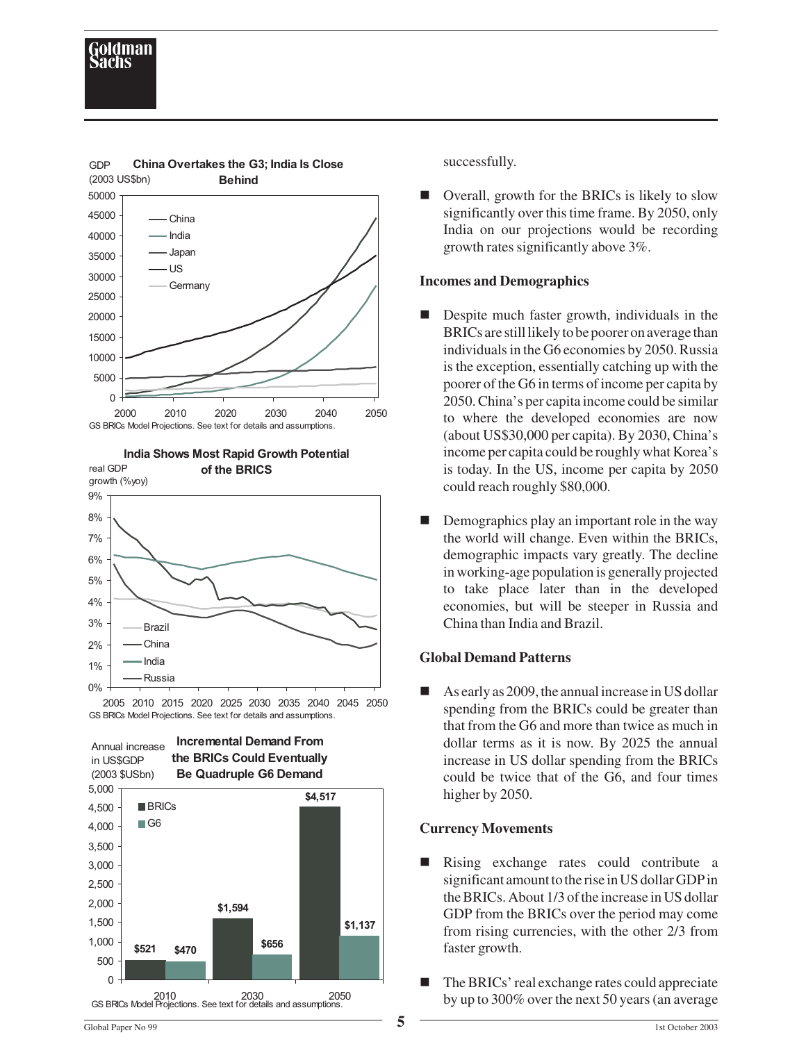**China Overtakes the G3; India Is Close Behind**

GDP (2003 US$bn)

GS BRICs Model Projections. See text for details and assumptions.

**India Shows Most Rapid Growth Potential of the BRICS**

real GDP growth (%yoy)

GS BRICs Model Projections. See text for details and assumptions.

**Incremental Demand From the BRICs Could Eventually Be Quadruple G6 Demand**

Annual increase in US$GDP (2003 $USbn)

| | BRICs | G6 |
|---|---|---|
| 2010 | $521 | $470 |
| 2030 | $1,594 | $656 |
| 2050 | $4,517 | $1,137 |

GS BRICs Model Projections. See text for details and assumptions.

successfully.

- Overall, growth for the BRICs is likely to slow significantly over this time frame. By 2050, only India on our projections would be recording growth rates significantly above 3%.

### Incomes and Demographics

- Despite much faster growth, individuals in the BRICs are still likely to be poorer on average than individuals in the G6 economies by 2050. Russia is the exception, essentially catching up with the poorer of the G6 in terms of income per capita by 2050. China's per capita income could be similar to where the developed economies are now (about US$30,000 per capita). By 2030, China's income per capita could be roughly what Korea's is today. In the US, income per capita by 2050 could reach roughly $80,000.

- Demographics play an important role in the way the world will change. Even within the BRICs, demographic impacts vary greatly. The decline in working-age population is generally projected to take place later than in the developed economies, but will be steeper in Russia and China than India and Brazil.

### Global Demand Patterns

- As early as 2009, the annual increase in US dollar spending from the BRICs could be greater than that from the G6 and more than twice as much in dollar terms as it is now. By 2025 the annual increase in US dollar spending from the BRICs could be twice that of the G6, and four times higher by 2050.

### Currency Movements

- Rising exchange rates could contribute a significant amount to the rise in US dollar GDP in the BRICs. About 1/3 of the increase in US dollar GDP from the BRICs over the period may come from rising currencies, with the other 2/3 from faster growth.

- The BRICs' real exchange rates could appreciate by up to 300% over the next 50 years (an average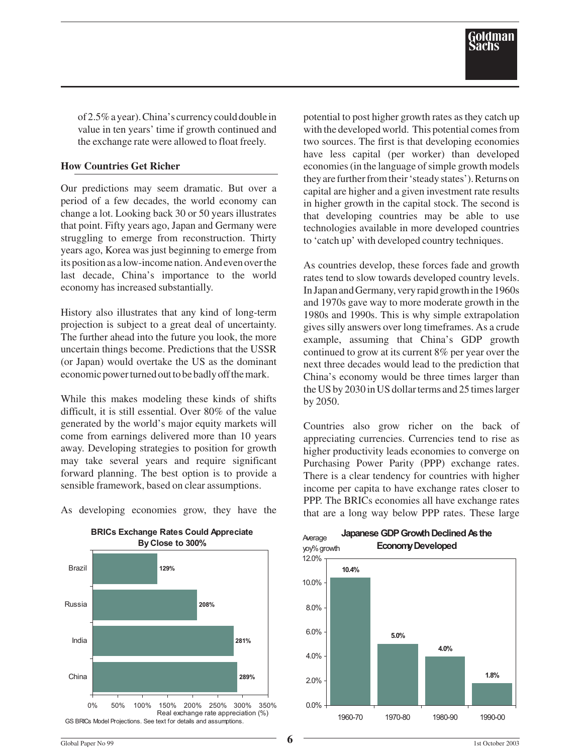of 2.5% a year). China's currency could double in value in ten years' time if growth continued and the exchange rate were allowed to float freely.

## How Countries Get Richer

Our predictions may seem dramatic. But over a period of a few decades, the world economy can change a lot. Looking back 30 or 50 years illustrates that point. Fifty years ago, Japan and Germany were struggling to emerge from reconstruction. Thirty years ago, Korea was just beginning to emerge from its position as a low-income nation. And even over the last decade, China's importance to the world economy has increased substantially.

History also illustrates that any kind of long-term projection is subject to a great deal of uncertainty. The further ahead into the future you look, the more uncertain things become. Predictions that the USSR (or Japan) would overtake the US as the dominant economic power turned out to be badly off the mark.

While this makes modeling these kinds of shifts difficult, it is still essential. Over 80% of the value generated by the world's major equity markets will come from earnings delivered more than 10 years away. Developing strategies to position for growth may take several years and require significant forward planning. The best option is to provide a sensible framework, based on clear assumptions.

As developing economies grow, they have the potential to post higher growth rates as they catch up with the developed world. This potential comes from two sources. The first is that developing economies have less capital (per worker) than developed economies (in the language of simple growth models they are further from their 'steady states'). Returns on capital are higher and a given investment rate results in higher growth in the capital stock. The second is that developing countries may be able to use technologies available in more developed countries to 'catch up' with developed country techniques.

As countries develop, these forces fade and growth rates tend to slow towards developed country levels. In Japan and Germany, very rapid growth in the 1960s and 1970s gave way to more moderate growth in the 1980s and 1990s. This is why simple extrapolation gives silly answers over long timeframes. As a crude example, assuming that China's GDP growth continued to grow at its current 8% per year over the next three decades would lead to the prediction that China's economy would be three times larger than the US by 2030 in US dollar terms and 25 times larger by 2050.

Countries also grow richer on the back of appreciating currencies. Currencies tend to rise as higher productivity leads economies to converge on Purchasing Power Parity (PPP) exchange rates. There is a clear tendency for countries with higher income per capita to have exchange rates closer to PPP. The BRICs economies all have exchange rates that are a long way below PPP rates. These large

**BRICs Exchange Rates Could Appreciate By Close to 300%**

| Country | Real exchange rate appreciation (%) |
|---|---|
| Brazil | 129% |
| Russia | 208% |
| India | 281% |
| China | 289% |

GS BRICs Model Projections. See text for details and assumptions.

**Japanese GDP Growth Declined As the Economy Developed**

| Period | Average yoy% growth |
|---|---|
| 1960-70 | 10.4% |
| 1970-80 | 5.0% |
| 1980-90 | 4.0% |
| 1990-00 | 1.8% |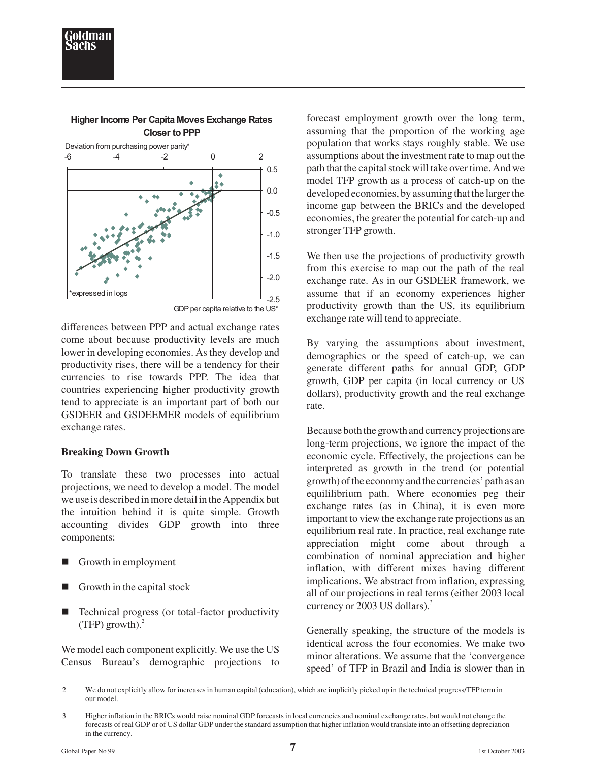**Higher Income Per Capita Moves Exchange Rates Closer to PPP**

Deviation from purchasing power parity*

*expressed in logs

GDP per capita relative to the US*

differences between PPP and actual exchange rates come about because productivity levels are much lower in developing economies. As they develop and productivity rises, there will be a tendency for their currencies to rise towards PPP. The idea that countries experiencing higher productivity growth tend to appreciate is an important part of both our GSDEER and GSDEEMER models of equilibrium exchange rates.

## Breaking Down Growth

To translate these two processes into actual projections, we need to develop a model. The model we use is described in more detail in the Appendix but the intuition behind it is quite simple. Growth accounting divides GDP growth into three components:

- Growth in employment
- Growth in the capital stock
- Technical progress (or total-factor productivity (TFP) growth).[2]

We model each component explicitly. We use the US Census Bureau's demographic projections to forecast employment growth over the long term, assuming that the proportion of the working age population that works stays roughly stable. We use assumptions about the investment rate to map out the path that the capital stock will take over time. And we model TFP growth as a process of catch-up on the developed economies, by assuming that the larger the income gap between the BRICs and the developed economies, the greater the potential for catch-up and stronger TFP growth.

We then use the projections of productivity growth from this exercise to map out the path of the real exchange rate. As in our GSDEER framework, we assume that if an economy experiences higher productivity growth than the US, its equilibrium exchange rate will tend to appreciate.

By varying the assumptions about investment, demographics or the speed of catch-up, we can generate different paths for annual GDP, GDP growth, GDP per capita (in local currency or US dollars), productivity growth and the real exchange rate.

Because both the growth and currency projections are long-term projections, we ignore the impact of the economic cycle. Effectively, the projections can be interpreted as growth in the trend (or potential growth) of the economy and the currencies' path as an equililibrium path. Where economies peg their exchange rates (as in China), it is even more important to view the exchange rate projections as an equilibrium real rate. In practice, real exchange rate appreciation might come about through a combination of nominal appreciation and higher inflation, with different mixes having different implications. We abstract from inflation, expressing all of our projections in real terms (either 2003 local currency or 2003 US dollars).[3]

Generally speaking, the structure of the models is identical across the four economies. We make two minor alterations. We assume that the 'convergence speed' of TFP in Brazil and India is slower than in

---

2 We do not explicitly allow for increases in human capital (education), which are implicitly picked up in the technical progress/TFP term in our model.

3 Higher inflation in the BRICs would raise nominal GDP forecasts in local currencies and nominal exchange rates, but would not change the forecasts of real GDP or of US dollar GDP under the standard assumption that higher inflation would translate into an offsetting depreciation in the currency.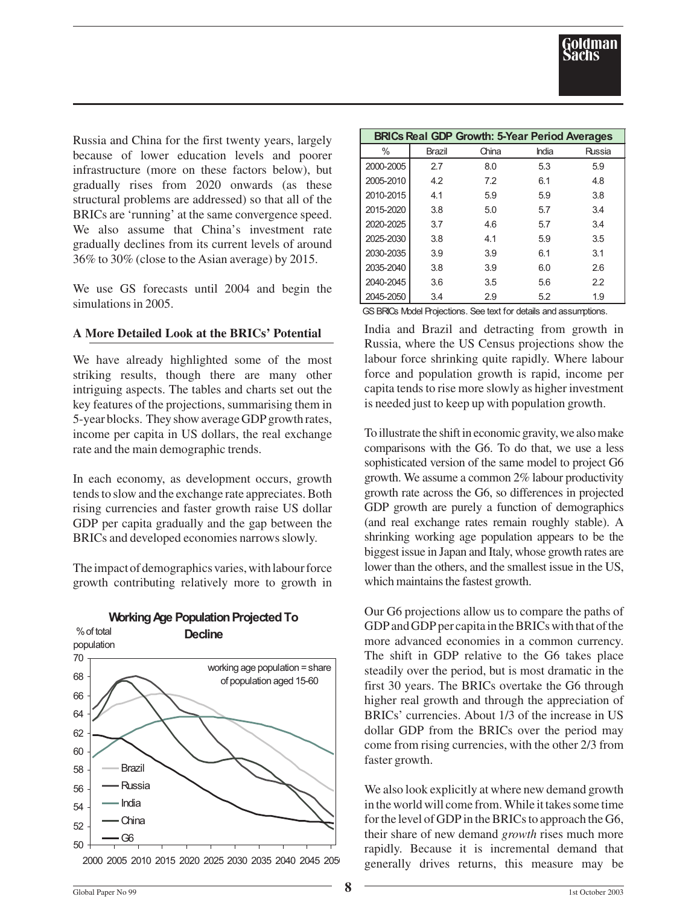Russia and China for the first twenty years, largely because of lower education levels and poorer infrastructure (more on these factors below), but gradually rises from 2020 onwards (as these structural problems are addressed) so that all of the BRICs are 'running' at the same convergence speed. We also assume that China's investment rate gradually declines from its current levels of around 36% to 30% (close to the Asian average) by 2015.

We use GS forecasts until 2004 and begin the simulations in 2005.

## A More Detailed Look at the BRICs' Potential

We have already highlighted some of the most striking results, though there are many other intriguing aspects. The tables and charts set out the key features of the projections, summarising them in 5-year blocks. They show average GDP growth rates, income per capita in US dollars, the real exchange rate and the main demographic trends.

In each economy, as development occurs, growth tends to slow and the exchange rate appreciates. Both rising currencies and faster growth raise US dollar GDP per capita gradually and the gap between the BRICs and developed economies narrows slowly.

The impact of demographics varies, with labour force growth contributing relatively more to growth in India and Brazil and detracting from growth in Russia, where the US Census projections show the labour force shrinking quite rapidly. Where labour force and population growth is rapid, income per capita tends to rise more slowly as higher investment is needed just to keep up with population growth.

**Working Age Population Projected To Decline**

% of total population

working age population = share of population aged 15-60

(Chart series: Brazil, Russia, India, China, G6; x-axis 2000–2050; y-axis 50–70)

**BRICs Real GDP Growth: 5-Year Period Averages**

| % | Brazil | China | India | Russia |
|---|---|---|---|---|
| 2000-2005 | 2.7 | 8.0 | 5.3 | 5.9 |
| 2005-2010 | 4.2 | 7.2 | 6.1 | 4.8 |
| 2010-2015 | 4.1 | 5.9 | 5.9 | 3.8 |
| 2015-2020 | 3.8 | 5.0 | 5.7 | 3.4 |
| 2020-2025 | 3.7 | 4.6 | 5.7 | 3.4 |
| 2025-2030 | 3.8 | 4.1 | 5.9 | 3.5 |
| 2030-2035 | 3.9 | 3.9 | 6.1 | 3.1 |
| 2035-2040 | 3.8 | 3.9 | 6.0 | 2.6 |
| 2040-2045 | 3.6 | 3.5 | 5.6 | 2.2 |
| 2045-2050 | 3.4 | 2.9 | 5.2 | 1.9 |

GS BRICs Model Projections. See text for details and assumptions.

To illustrate the shift in economic gravity, we also make comparisons with the G6. To do that, we use a less sophisticated version of the same model to project G6 growth. We assume a common 2% labour productivity growth rate across the G6, so differences in projected GDP growth are purely a function of demographics (and real exchange rates remain roughly stable). A shrinking working age population appears to be the biggest issue in Japan and Italy, whose growth rates are lower than the others, and the smallest issue in the US, which maintains the fastest growth.

Our G6 projections allow us to compare the paths of GDP and GDP per capita in the BRICs with that of the more advanced economies in a common currency. The shift in GDP relative to the G6 takes place steadily over the period, but is most dramatic in the first 30 years. The BRICs overtake the G6 through higher real growth and through the appreciation of BRICs' currencies. About 1/3 of the increase in US dollar GDP from the BRICs over the period may come from rising currencies, with the other 2/3 from faster growth.

We also look explicitly at where new demand growth in the world will come from. While it takes some time for the level of GDP in the BRICs to approach the G6, their share of new demand *growth* rises much more rapidly. Because it is incremental demand that generally drives returns, this measure may be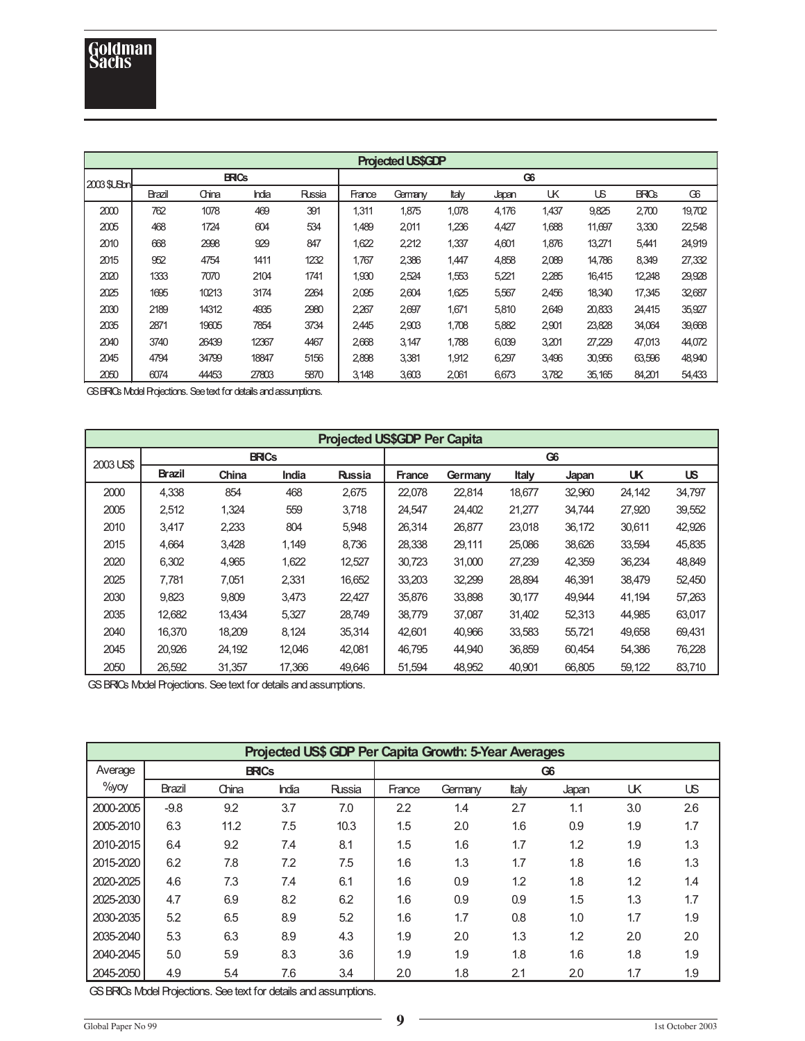| 2003 $USbn | BRICs | | | | G6 | | | | | | | |
|---|---|---|---|---|---|---|---|---|---|---|---|---|
| | Brazil | China | India | Russia | France | Germany | Italy | Japan | UK | US | BRICs | G6 |
| 2000 | 762 | 1078 | 469 | 391 | 1,311 | 1,875 | 1,078 | 4,176 | 1,437 | 9,825 | 2,700 | 19,702 |
| 2005 | 468 | 1724 | 604 | 534 | 1,489 | 2,011 | 1,236 | 4,427 | 1,688 | 11,697 | 3,330 | 22,548 |
| 2010 | 668 | 2998 | 929 | 847 | 1,622 | 2,212 | 1,337 | 4,601 | 1,876 | 13,271 | 5,441 | 24,919 |
| 2015 | 952 | 4754 | 1411 | 1232 | 1,767 | 2,386 | 1,447 | 4,858 | 2,089 | 14,786 | 8,349 | 27,332 |
| 2020 | 1333 | 7070 | 2104 | 1741 | 1,930 | 2,524 | 1,553 | 5,221 | 2,285 | 16,415 | 12,248 | 29,928 |
| 2025 | 1695 | 10213 | 3174 | 2264 | 2,095 | 2,604 | 1,625 | 5,567 | 2,456 | 18,340 | 17,345 | 32,687 |
| 2030 | 2189 | 14312 | 4935 | 2980 | 2,267 | 2,697 | 1,671 | 5,810 | 2,649 | 20,833 | 24,415 | 35,927 |
| 2035 | 2871 | 19605 | 7854 | 3734 | 2,445 | 2,903 | 1,708 | 5,882 | 2,901 | 23,828 | 34,064 | 39,668 |
| 2040 | 3740 | 26439 | 12367 | 4467 | 2,668 | 3,147 | 1,788 | 6,039 | 3,201 | 27,229 | 47,013 | 44,072 |
| 2045 | 4794 | 34799 | 18847 | 5156 | 2,898 | 3,381 | 1,912 | 6,297 | 3,496 | 30,956 | 63,596 | 48,940 |
| 2050 | 6074 | 44453 | 27803 | 5870 | 3,148 | 3,603 | 2,061 | 6,673 | 3,782 | 35,165 | 84,201 | 54,433 |

**Projected US$GDP**

GS BRICs Model Projections. See text for details and assumptions.

**Projected US$GDP Per Capita**

| 2003 US$ | BRICs | | | | G6 | | | | | |
|---|---|---|---|---|---|---|---|---|---|---|
| | **Brazil** | **China** | **India** | **Russia** | **France** | **Germany** | **Italy** | **Japan** | **UK** | **US** |
| 2000 | 4,338 | 854 | 468 | 2,675 | 22,078 | 22,814 | 18,677 | 32,960 | 24,142 | 34,797 |
| 2005 | 2,512 | 1,324 | 559 | 3,718 | 24,547 | 24,402 | 21,277 | 34,744 | 27,920 | 39,552 |
| 2010 | 3,417 | 2,233 | 804 | 5,948 | 26,314 | 26,877 | 23,018 | 36,172 | 30,611 | 42,926 |
| 2015 | 4,664 | 3,428 | 1,149 | 8,736 | 28,338 | 29,111 | 25,086 | 38,626 | 33,594 | 45,835 |
| 2020 | 6,302 | 4,965 | 1,622 | 12,527 | 30,723 | 31,000 | 27,239 | 42,359 | 36,234 | 48,849 |
| 2025 | 7,781 | 7,051 | 2,331 | 16,652 | 33,203 | 32,299 | 28,894 | 46,391 | 38,479 | 52,450 |
| 2030 | 9,823 | 9,809 | 3,473 | 22,427 | 35,876 | 33,898 | 30,177 | 49,944 | 41,194 | 57,263 |
| 2035 | 12,682 | 13,434 | 5,327 | 28,749 | 38,779 | 37,087 | 31,402 | 52,313 | 44,985 | 63,017 |
| 2040 | 16,370 | 18,209 | 8,124 | 35,314 | 42,601 | 40,966 | 33,583 | 55,721 | 49,658 | 69,431 |
| 2045 | 20,926 | 24,192 | 12,046 | 42,081 | 46,795 | 44,940 | 36,859 | 60,454 | 54,386 | 76,228 |
| 2050 | 26,592 | 31,357 | 17,366 | 49,646 | 51,594 | 48,952 | 40,901 | 66,805 | 59,122 | 83,710 |

GS BRICs Model Projections. See text for details and assumptions.

**Projected US$ GDP Per Capita Growth: 5-Year Averages**

| Average %yoy | BRICs | | | | G6 | | | | | |
|---|---|---|---|---|---|---|---|---|---|---|
| | Brazil | China | India | Russia | France | Germany | Italy | Japan | UK | US |
| 2000-2005 | -9.8 | 9.2 | 3.7 | 7.0 | 2.2 | 1.4 | 2.7 | 1.1 | 3.0 | 2.6 |
| 2005-2010 | 6.3 | 11.2 | 7.5 | 10.3 | 1.5 | 2.0 | 1.6 | 0.9 | 1.9 | 1.7 |
| 2010-2015 | 6.4 | 9.2 | 7.4 | 8.1 | 1.5 | 1.6 | 1.7 | 1.2 | 1.9 | 1.3 |
| 2015-2020 | 6.2 | 7.8 | 7.2 | 7.5 | 1.6 | 1.3 | 1.7 | 1.8 | 1.6 | 1.3 |
| 2020-2025 | 4.6 | 7.3 | 7.4 | 6.1 | 1.6 | 0.9 | 1.2 | 1.8 | 1.2 | 1.4 |
| 2025-2030 | 4.7 | 6.9 | 8.2 | 6.2 | 1.6 | 0.9 | 0.9 | 1.5 | 1.3 | 1.7 |
| 2030-2035 | 5.2 | 6.5 | 8.9 | 5.2 | 1.6 | 1.7 | 0.8 | 1.0 | 1.7 | 1.9 |
| 2035-2040 | 5.3 | 6.3 | 8.9 | 4.3 | 1.9 | 2.0 | 1.3 | 1.2 | 2.0 | 2.0 |
| 2040-2045 | 5.0 | 5.9 | 8.3 | 3.6 | 1.9 | 1.9 | 1.8 | 1.6 | 1.8 | 1.9 |
| 2045-2050 | 4.9 | 5.4 | 7.6 | 3.4 | 2.0 | 1.8 | 2.1 | 2.0 | 1.7 | 1.9 |

GS BRICs Model Projections. See text for details and assumptions.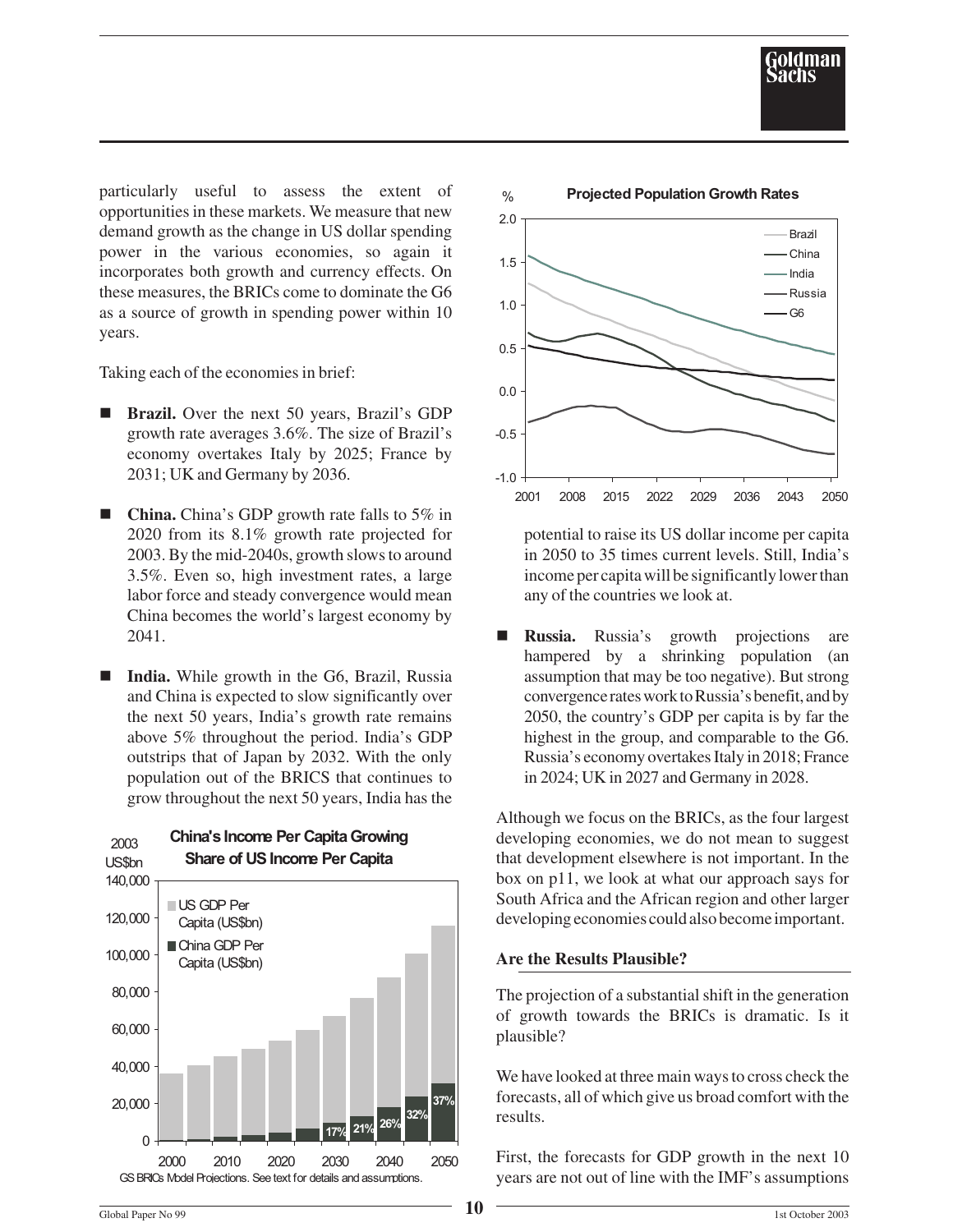particularly useful to assess the extent of opportunities in these markets. We measure that new demand growth as the change in US dollar spending power in the various economies, so again it incorporates both growth and currency effects. On these measures, the BRICs come to dominate the G6 as a source of growth in spending power within 10 years.

Taking each of the economies in brief:

- **Brazil.** Over the next 50 years, Brazil's GDP growth rate averages 3.6%. The size of Brazil's economy overtakes Italy by 2025; France by 2031; UK and Germany by 2036.

- **China.** China's GDP growth rate falls to 5% in 2020 from its 8.1% growth rate projected for 2003. By the mid-2040s, growth slows to around 3.5%. Even so, high investment rates, a large labor force and steady convergence would mean China becomes the world's largest economy by 2041.

- **India.** While growth in the G6, Brazil, Russia and China is expected to slow significantly over the next 50 years, India's growth rate remains above 5% throughout the period. India's GDP outstrips that of Japan by 2032. With the only population out of the BRICS that continues to grow throughout the next 50 years, India has the potential to raise its US dollar income per capita in 2050 to 35 times current levels. Still, India's income per capita will be significantly lower than any of the countries we look at.

**China's Income Per Capita Growing Share of US Income Per Capita**

2003 US$bn

Legend: US GDP Per Capita (US$bn); China GDP Per Capita (US$bn)

Share labels: 2030: 17%, 2035: 21%, 2040: 26%, 2045: 32%, 2050: 37%

GS BRICs Model Projections. See text for details and assumptions.

**Projected Population Growth Rates**

%

Legend: Brazil, China, India, Russia, G6

- **Russia.** Russia's growth projections are hampered by a shrinking population (an assumption that may be too negative). But strong convergence rates work to Russia's benefit, and by 2050, the country's GDP per capita is by far the highest in the group, and comparable to the G6. Russia's economy overtakes Italy in 2018; France in 2024; UK in 2027 and Germany in 2028.

Although we focus on the BRICs, as the four largest developing economies, we do not mean to suggest that development elsewhere is not important. In the box on p11, we look at what our approach says for South Africa and the African region and other larger developing economies could also become important.

### Are the Results Plausible?

The projection of a substantial shift in the generation of growth towards the BRICs is dramatic. Is it plausible?

We have looked at three main ways to cross check the forecasts, all of which give us broad comfort with the results.

First, the forecasts for GDP growth in the next 10 years are not out of line with the IMF's assumptions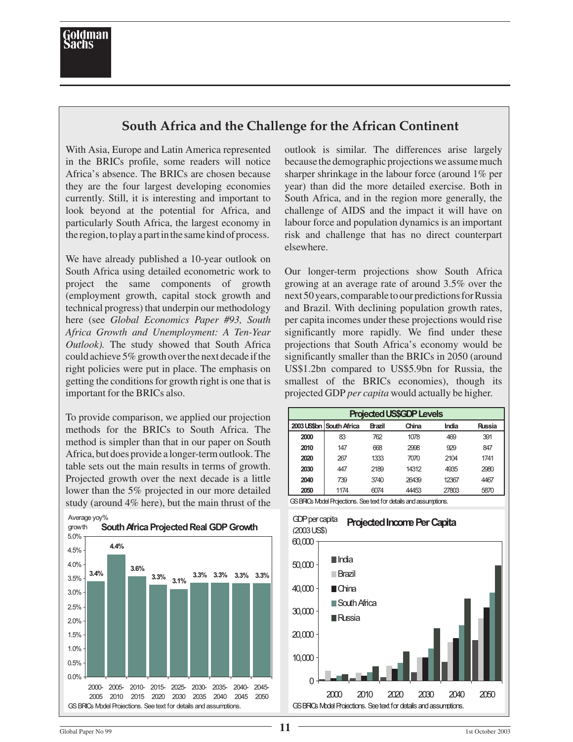## South Africa and the Challenge for the African Continent

With Asia, Europe and Latin America represented in the BRICs profile, some readers will notice Africa's absence. The BRICs are chosen because they are the four largest developing economies currently. Still, it is interesting and important to look beyond at the potential for Africa, and particularly South Africa, the largest economy in the region, to play a part in the same kind of process.

We have already published a 10-year outlook on South Africa using detailed econometric work to project the same components of growth (employment growth, capital stock growth and technical progress) that underpin our methodology here (see *Global Economics Paper #93, South Africa Growth and Unemployment: A Ten-Year Outlook).* The study showed that South Africa could achieve 5% growth over the next decade if the right policies were put in place. The emphasis on getting the conditions for growth right is one that is important for the BRICs also.

To provide comparison, we applied our projection methods for the BRICs to South Africa. The method is simpler than that in our paper on South Africa, but does provide a longer-term outlook. The table sets out the main results in terms of growth. Projected growth over the next decade is a little lower than the 5% projected in our more detailed study (around 4% here), but the main thrust of the outlook is similar. The differences arise largely because the demographic projections we assume much sharper shrinkage in the labour force (around 1% per year) than did the more detailed exercise. Both in South Africa, and in the region more generally, the challenge of AIDS and the impact it will have on labour force and population dynamics is an important risk and challenge that has no direct counterpart elsewhere.

Our longer-term projections show South Africa growing at an average rate of around 3.5% over the next 50 years, comparable to our predictions for Russia and Brazil. With declining population growth rates, per capita incomes under these projections would rise significantly more rapidly. We find under these projections that South Africa's economy would be significantly smaller than the BRICs in 2050 (around US$1.2bn compared to US$5.9bn for Russia, the smallest of the BRICs economies), though its projected GDP *per capita* would actually be higher.

**South Africa Projected Real GDP Growth**

Average yoy% growth

| Period | Growth |
|---|---|
| 2000-2005 | 3.4% |
| 2005-2010 | 4.4% |
| 2010-2015 | 3.6% |
| 2015-2020 | 3.3% |
| 2025-2030 | 3.1% |
| 2030-2035 | 3.3% |
| 2035-2040 | 3.3% |
| 2040-2045 | 3.3% |
| 2045-2050 | 3.3% |

GS BRICs Model Projections. See text for details and assumptions.

**Projected US$GDP Levels**

| 2003 US$bn | South Africa | Brazil | China | India | Russia |
|---|---|---|---|---|---|
| 2000 | 83 | 762 | 1078 | 469 | 391 |
| 2010 | 147 | 668 | 2998 | 929 | 847 |
| 2020 | 267 | 1333 | 7070 | 2104 | 1741 |
| 2030 | 447 | 2189 | 14312 | 4935 | 2980 |
| 2040 | 739 | 3740 | 26439 | 12367 | 4467 |
| 2050 | 1174 | 6074 | 44453 | 27803 | 5870 |

GS BRICs Model Projections. See text for details and assumptions.

**Projected Income Per Capita**

GDP per capita (2003 US$)

GS BRICs Model Projections. See text for details and assumptions.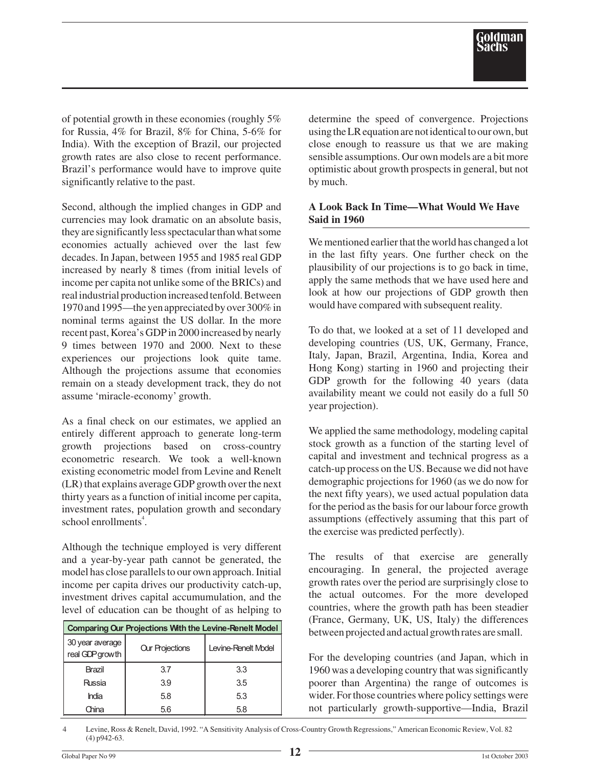of potential growth in these economies (roughly 5% for Russia, 4% for Brazil, 8% for China, 5-6% for India). With the exception of Brazil, our projected growth rates are also close to recent performance. Brazil's performance would have to improve quite significantly relative to the past.

Second, although the implied changes in GDP and currencies may look dramatic on an absolute basis, they are significantly less spectacular than what some economies actually achieved over the last few decades. In Japan, between 1955 and 1985 real GDP increased by nearly 8 times (from initial levels of income per capita not unlike some of the BRICs) and real industrial production increased tenfold. Between 1970 and 1995—the yen appreciated by over 300% in nominal terms against the US dollar. In the more recent past, Korea's GDP in 2000 increased by nearly 9 times between 1970 and 2000. Next to these experiences our projections look quite tame. Although the projections assume that economies remain on a steady development track, they do not assume 'miracle-economy' growth.

As a final check on our estimates, we applied an entirely different approach to generate long-term growth projections based on cross-country econometric research. We took a well-known existing econometric model from Levine and Renelt (LR) that explains average GDP growth over the next thirty years as a function of initial income per capita, investment rates, population growth and secondary school enrollments[4].

Although the technique employed is very different and a year-by-year path cannot be generated, the model has close parallels to our own approach. Initial income per capita drives our productivity catch-up, investment drives capital accumumulation, and the level of education can be thought of as helping to determine the speed of convergence. Projections using the LR equation are not identical to our own, but close enough to reassure us that we are making sensible assumptions. Our own models are a bit more optimistic about growth prospects in general, but not by much.

**Comparing Our Projections With the Levine-Renelt Model**

| 30 year average real GDP growth | Our Projections | Levine-Renelt Model |
|---|---|---|
| Brazil | 3.7 | 3.3 |
| Russia | 3.9 | 3.5 |
| India | 5.8 | 5.3 |
| China | 5.6 | 5.8 |

### A Look Back In Time—What Would We Have Said in 1960

We mentioned earlier that the world has changed a lot in the last fifty years. One further check on the plausibility of our projections is to go back in time, apply the same methods that we have used here and look at how our projections of GDP growth then would have compared with subsequent reality.

To do that, we looked at a set of 11 developed and developing countries (US, UK, Germany, France, Italy, Japan, Brazil, Argentina, India, Korea and Hong Kong) starting in 1960 and projecting their GDP growth for the following 40 years (data availability meant we could not easily do a full 50 year projection).

We applied the same methodology, modeling capital stock growth as a function of the starting level of capital and investment and technical progress as a catch-up process on the US. Because we did not have demographic projections for 1960 (as we do now for the next fifty years), we used actual population data for the period as the basis for our labour force growth assumptions (effectively assuming that this part of the exercise was predicted perfectly).

The results of that exercise are generally encouraging. In general, the projected average growth rates over the period are surprisingly close to the actual outcomes. For the more developed countries, where the growth path has been steadier (France, Germany, UK, US, Italy) the differences between projected and actual growth rates are small.

For the developing countries (and Japan, which in 1960 was a developing country that was significantly poorer than Argentina) the range of outcomes is wider. For those countries where policy settings were not particularly growth-supportive—India, Brazil

4 Levine, Ross & Renelt, David, 1992. "A Sensitivity Analysis of Cross-Country Growth Regressions," American Economic Review, Vol. 82 (4) p942-63.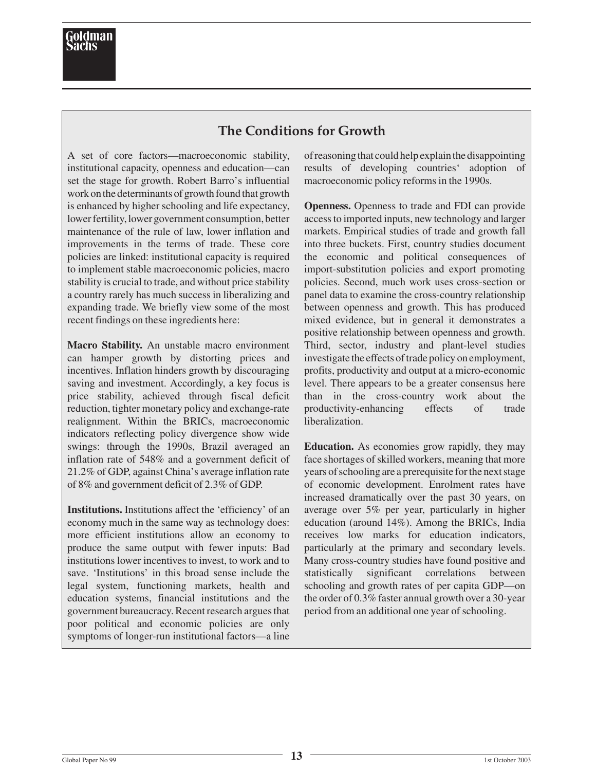## The Conditions for Growth

A set of core factors—macroeconomic stability, institutional capacity, openness and education—can set the stage for growth. Robert Barro's influential work on the determinants of growth found that growth is enhanced by higher schooling and life expectancy, lower fertility, lower government consumption, better maintenance of the rule of law, lower inflation and improvements in the terms of trade. These core policies are linked: institutional capacity is required to implement stable macroeconomic policies, macro stability is crucial to trade, and without price stability a country rarely has much success in liberalizing and expanding trade. We briefly view some of the most recent findings on these ingredients here:

**Macro Stability.** An unstable macro environment can hamper growth by distorting prices and incentives. Inflation hinders growth by discouraging saving and investment. Accordingly, a key focus is price stability, achieved through fiscal deficit reduction, tighter monetary policy and exchange-rate realignment. Within the BRICs, macroeconomic indicators reflecting policy divergence show wide swings: through the 1990s, Brazil averaged an inflation rate of 548% and a government deficit of 21.2% of GDP, against China's average inflation rate of 8% and government deficit of 2.3% of GDP.

**Institutions.** Institutions affect the 'efficiency' of an economy much in the same way as technology does: more efficient institutions allow an economy to produce the same output with fewer inputs: Bad institutions lower incentives to invest, to work and to save. 'Institutions' in this broad sense include the legal system, functioning markets, health and education systems, financial institutions and the government bureaucracy. Recent research argues that poor political and economic policies are only symptoms of longer-run institutional factors—a line of reasoning that could help explain the disappointing results of developing countries' adoption of macroeconomic policy reforms in the 1990s.

**Openness.** Openness to trade and FDI can provide access to imported inputs, new technology and larger markets. Empirical studies of trade and growth fall into three buckets. First, country studies document the economic and political consequences of import-substitution policies and export promoting policies. Second, much work uses cross-section or panel data to examine the cross-country relationship between openness and growth. This has produced mixed evidence, but in general it demonstrates a positive relationship between openness and growth. Third, sector, industry and plant-level studies investigate the effects of trade policy on employment, profits, productivity and output at a micro-economic level. There appears to be a greater consensus here than in the cross-country work about the productivity-enhancing effects of trade liberalization.

**Education.** As economies grow rapidly, they may face shortages of skilled workers, meaning that more years of schooling are a prerequisite for the next stage of economic development. Enrolment rates have increased dramatically over the past 30 years, on average over 5% per year, particularly in higher education (around 14%). Among the BRICs, India receives low marks for education indicators, particularly at the primary and secondary levels. Many cross-country studies have found positive and statistically significant correlations between schooling and growth rates of per capita GDP—on the order of 0.3% faster annual growth over a 30-year period from an additional one year of schooling.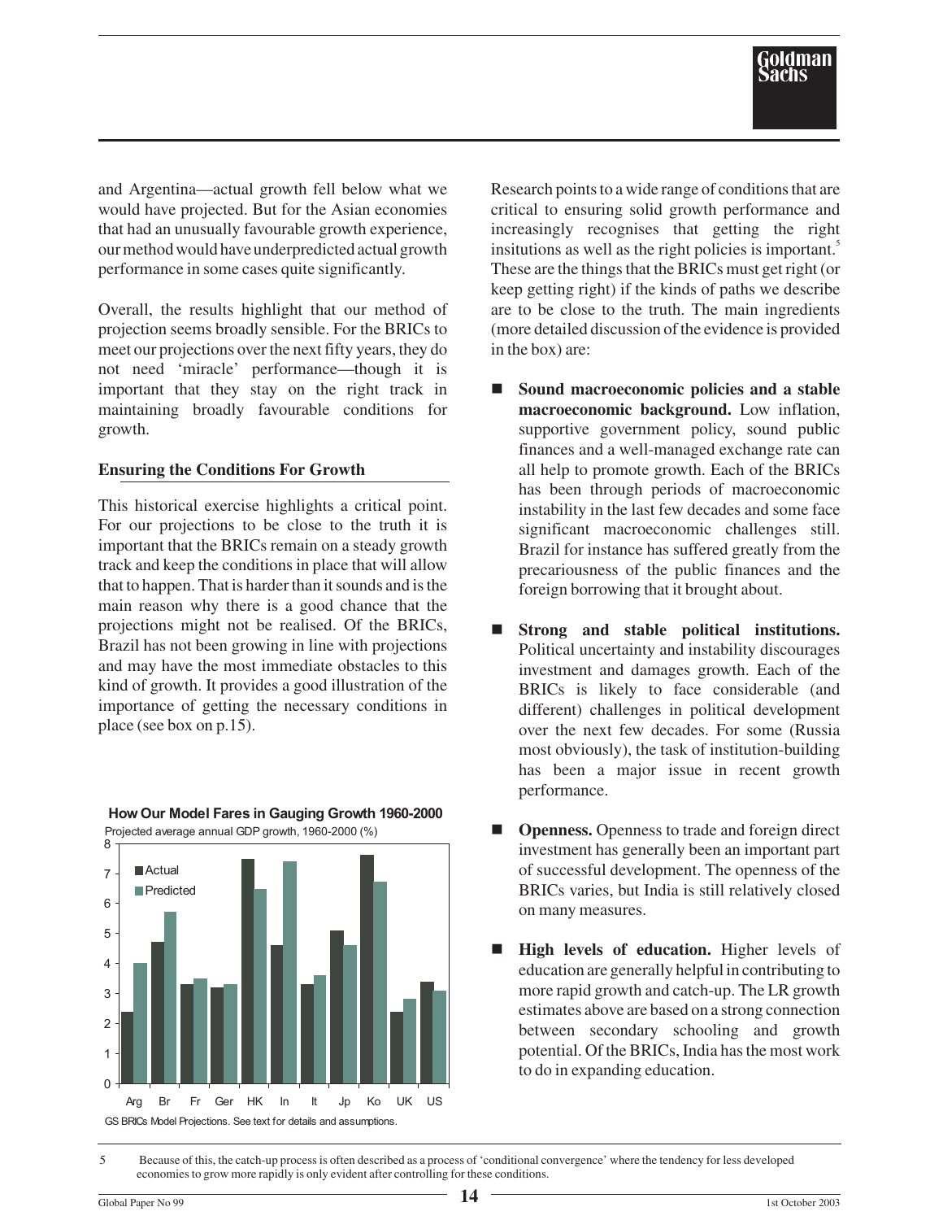and Argentina—actual growth fell below what we would have projected. But for the Asian economies that had an unusually favourable growth experience, our method would have underpredicted actual growth performance in some cases quite significantly.

Overall, the results highlight that our method of projection seems broadly sensible. For the BRICs to meet our projections over the next fifty years, they do not need 'miracle' performance—though it is important that they stay on the right track in maintaining broadly favourable conditions for growth.

### Ensuring the Conditions For Growth

This historical exercise highlights a critical point. For our projections to be close to the truth it is important that the BRICs remain on a steady growth track and keep the conditions in place that will allow that to happen. That is harder than it sounds and is the main reason why there is a good chance that the projections might not be realised. Of the BRICs, Brazil has not been growing in line with projections and may have the most immediate obstacles to this kind of growth. It provides a good illustration of the importance of getting the necessary conditions in place (see box on p.15).

**How Our Model Fares in Gauging Growth 1960-2000**

Projected average annual GDP growth, 1960-2000 (%)

8
7
6
5
4
3
2
1
0

Actual
Predicted

Arg Br Fr Ger HK In It Jp Ko UK US

GS BRICs Model Projections. See text for details and assumptions.

Research points to a wide range of conditions that are critical to ensuring solid growth performance and increasingly recognises that getting the right insitutions as well as the right policies is important.[5] These are the things that the BRICs must get right (or keep getting right) if the kinds of paths we describe are to be close to the truth. The main ingredients (more detailed discussion of the evidence is provided in the box) are:

- **Sound macroeconomic policies and a stable macroeconomic background.** Low inflation, supportive government policy, sound public finances and a well-managed exchange rate can all help to promote growth. Each of the BRICs has been through periods of macroeconomic instability in the last few decades and some face significant macroeconomic challenges still. Brazil for instance has suffered greatly from the precariousness of the public finances and the foreign borrowing that it brought about.

- **Strong and stable political institutions.** Political uncertainty and instability discourages investment and damages growth. Each of the BRICs is likely to face considerable (and different) challenges in political development over the next few decades. For some (Russia most obviously), the task of institution-building has been a major issue in recent growth performance.

- **Openness.** Openness to trade and foreign direct investment has generally been an important part of successful development. The openness of the BRICs varies, but India is still relatively closed on many measures.

- **High levels of education.** Higher levels of education are generally helpful in contributing to more rapid growth and catch-up. The LR growth estimates above are based on a strong connection between secondary schooling and growth potential. Of the BRICs, India has the most work to do in expanding education.

---

5 Because of this, the catch-up process is often described as a process of 'conditional convergence' where the tendency for less developed economies to grow more rapidly is only evident after controlling for these conditions.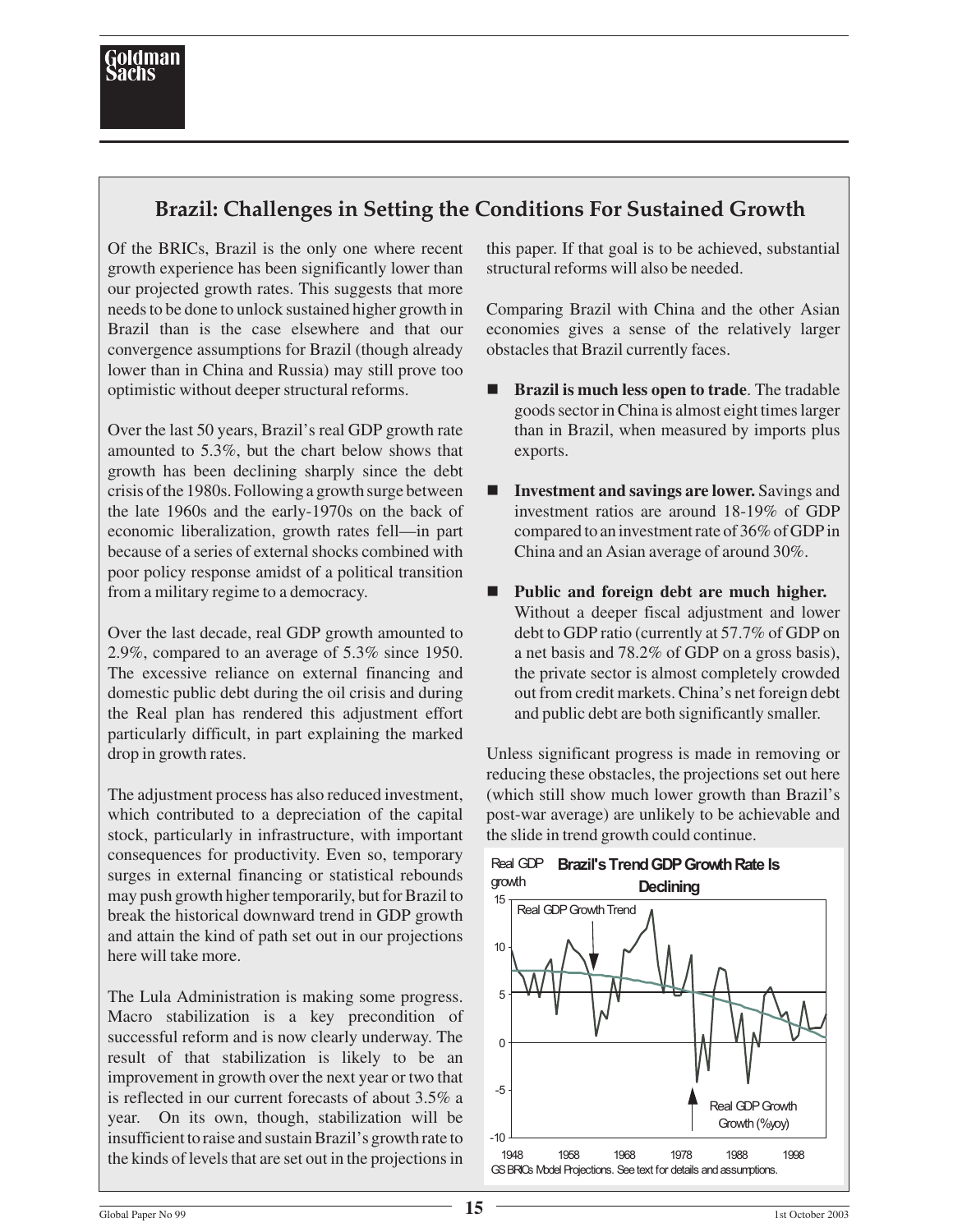## Brazil: Challenges in Setting the Conditions For Sustained Growth

Of the BRICs, Brazil is the only one where recent growth experience has been significantly lower than our projected growth rates. This suggests that more needs to be done to unlock sustained higher growth in Brazil than is the case elsewhere and that our convergence assumptions for Brazil (though already lower than in China and Russia) may still prove too optimistic without deeper structural reforms.

Over the last 50 years, Brazil's real GDP growth rate amounted to 5.3%, but the chart below shows that growth has been declining sharply since the debt crisis of the 1980s. Following a growth surge between the late 1960s and the early-1970s on the back of economic liberalization, growth rates fell—in part because of a series of external shocks combined with poor policy response amidst of a political transition from a military regime to a democracy.

Over the last decade, real GDP growth amounted to 2.9%, compared to an average of 5.3% since 1950. The excessive reliance on external financing and domestic public debt during the oil crisis and during the Real plan has rendered this adjustment effort particularly difficult, in part explaining the marked drop in growth rates.

The adjustment process has also reduced investment, which contributed to a depreciation of the capital stock, particularly in infrastructure, with important consequences for productivity. Even so, temporary surges in external financing or statistical rebounds may push growth higher temporarily, but for Brazil to break the historical downward trend in GDP growth and attain the kind of path set out in our projections here will take more.

The Lula Administration is making some progress. Macro stabilization is a key precondition of successful reform and is now clearly underway. The result of that stabilization is likely to be an improvement in growth over the next year or two that is reflected in our current forecasts of about 3.5% a year. On its own, though, stabilization will be insufficient to raise and sustain Brazil's growth rate to the kinds of levels that are set out in the projections in this paper. If that goal is to be achieved, substantial structural reforms will also be needed.

Comparing Brazil with China and the other Asian economies gives a sense of the relatively larger obstacles that Brazil currently faces.

- **Brazil is much less open to trade**. The tradable goods sector in China is almost eight times larger than in Brazil, when measured by imports plus exports.
- **Investment and savings are lower.** Savings and investment ratios are around 18-19% of GDP compared to an investment rate of 36% of GDP in China and an Asian average of around 30%.
- **Public and foreign debt are much higher.** Without a deeper fiscal adjustment and lower debt to GDP ratio (currently at 57.7% of GDP on a net basis and 78.2% of GDP on a gross basis), the private sector is almost completely crowded out from credit markets. China's net foreign debt and public debt are both significantly smaller.

Unless significant progress is made in removing or reducing these obstacles, the projections set out here (which still show much lower growth than Brazil's post-war average) are unlikely to be achievable and the slide in trend growth could continue.

**Brazil's Trend GDP Growth Rate Is Declining**

Real GDP growth

15
10
5
0
-5
-10

1948 1958 1968 1978 1988 1998

Real GDP Growth Trend

Real GDP Growth Growth (%yoy)

GS BRICs Model Projections. See text for details and assumptions.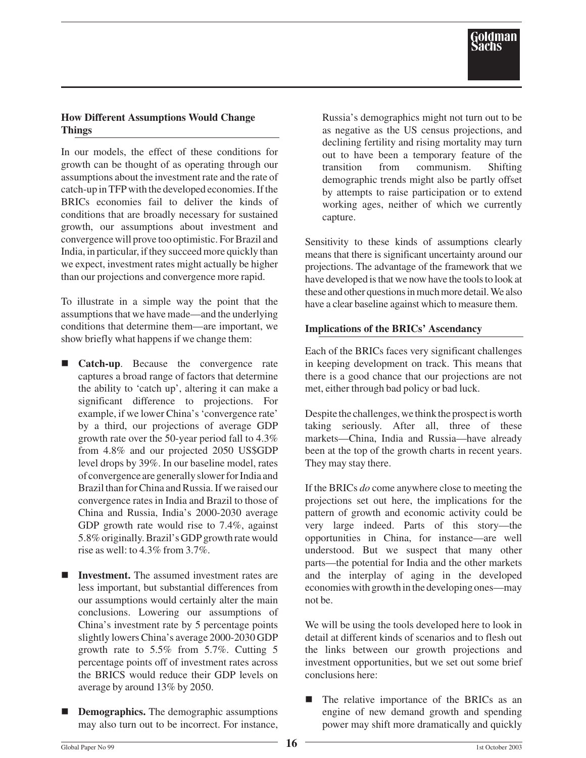**How Different Assumptions Would Change Things**

In our models, the effect of these conditions for growth can be thought of as operating through our assumptions about the investment rate and the rate of catch-up in TFP with the developed economies. If the BRICs economies fail to deliver the kinds of conditions that are broadly necessary for sustained growth, our assumptions about investment and convergence will prove too optimistic. For Brazil and India, in particular, if they succeed more quickly than we expect, investment rates might actually be higher than our projections and convergence more rapid.

To illustrate in a simple way the point that the assumptions that we have made—and the underlying conditions that determine them—are important, we show briefly what happens if we change them:

- **Catch-up**. Because the convergence rate captures a broad range of factors that determine the ability to 'catch up', altering it can make a significant difference to projections. For example, if we lower China's 'convergence rate' by a third, our projections of average GDP growth rate over the 50-year period fall to 4.3% from 4.8% and our projected 2050 US$GDP level drops by 39%. In our baseline model, rates of convergence are generally slower for India and Brazil than for China and Russia. If we raised our convergence rates in India and Brazil to those of China and Russia, India's 2000-2030 average GDP growth rate would rise to 7.4%, against 5.8% originally. Brazil's GDP growth rate would rise as well: to 4.3% from 3.7%.

- **Investment.** The assumed investment rates are less important, but substantial differences from our assumptions would certainly alter the main conclusions. Lowering our assumptions of China's investment rate by 5 percentage points slightly lowers China's average 2000-2030 GDP growth rate to 5.5% from 5.7%. Cutting 5 percentage points off of investment rates across the BRICS would reduce their GDP levels on average by around 13% by 2050.

- **Demographics.** The demographic assumptions may also turn out to be incorrect. For instance, Russia's demographics might not turn out to be as negative as the US census projections, and declining fertility and rising mortality may turn out to have been a temporary feature of the transition from communism. Shifting demographic trends might also be partly offset by attempts to raise participation or to extend working ages, neither of which we currently capture.

Sensitivity to these kinds of assumptions clearly means that there is significant uncertainty around our projections. The advantage of the framework that we have developed is that we now have the tools to look at these and other questions in much more detail. We also have a clear baseline against which to measure them.

**Implications of the BRICs' Ascendancy**

Each of the BRICs faces very significant challenges in keeping development on track. This means that there is a good chance that our projections are not met, either through bad policy or bad luck.

Despite the challenges, we think the prospect is worth taking seriously. After all, three of these markets—China, India and Russia—have already been at the top of the growth charts in recent years. They may stay there.

If the BRICs *do* come anywhere close to meeting the projections set out here, the implications for the pattern of growth and economic activity could be very large indeed. Parts of this story—the opportunities in China, for instance—are well understood. But we suspect that many other parts—the potential for India and the other markets and the interplay of aging in the developed economies with growth in the developing ones—may not be.

We will be using the tools developed here to look in detail at different kinds of scenarios and to flesh out the links between our growth projections and investment opportunities, but we set out some brief conclusions here:

- The relative importance of the BRICs as an engine of new demand growth and spending power may shift more dramatically and quickly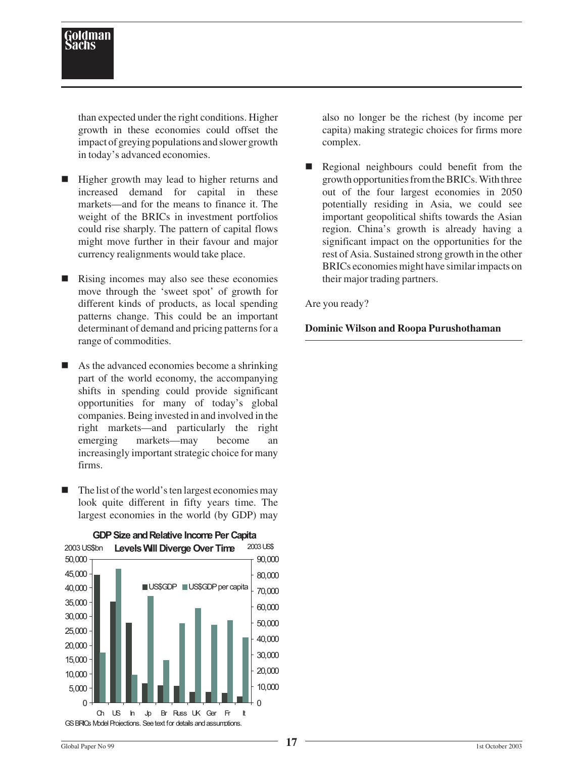than expected under the right conditions. Higher growth in these economies could offset the impact of greying populations and slower growth in today's advanced economies.

- Higher growth may lead to higher returns and increased demand for capital in these markets—and for the means to finance it. The weight of the BRICs in investment portfolios could rise sharply. The pattern of capital flows might move further in their favour and major currency realignments would take place.

- Rising incomes may also see these economies move through the 'sweet spot' of growth for different kinds of products, as local spending patterns change. This could be an important determinant of demand and pricing patterns for a range of commodities.

- As the advanced economies become a shrinking part of the world economy, the accompanying shifts in spending could provide significant opportunities for many of today's global companies. Being invested in and involved in the right markets—and particularly the right emerging markets—may become an increasingly important strategic choice for many firms.

- The list of the world's ten largest economies may look quite different in fifty years time. The largest economies in the world (by GDP) may also no longer be the richest (by income per capita) making strategic choices for firms more complex.

- Regional neighbours could benefit from the growth opportunities from the BRICs. With three out of the four largest economies in 2050 potentially residing in Asia, we could see important geopolitical shifts towards the Asian region. China's growth is already having a significant impact on the opportunities for the rest of Asia. Sustained strong growth in the other BRICs economies might have similar impacts on their major trading partners.

**GDP Size and Relative Income Per Capita Levels Will Diverge Over Time**

2003 US$bn (left axis: US$GDP); 2003 US$ (right axis: US$GDP per capita)

Ch, US, In, Jp, Br, Russ, UK, Ger, Fr, It

GS BRICs Model Projections. See text for details and assumptions.

Are you ready?

**Dominic Wilson and Roopa Purushothaman**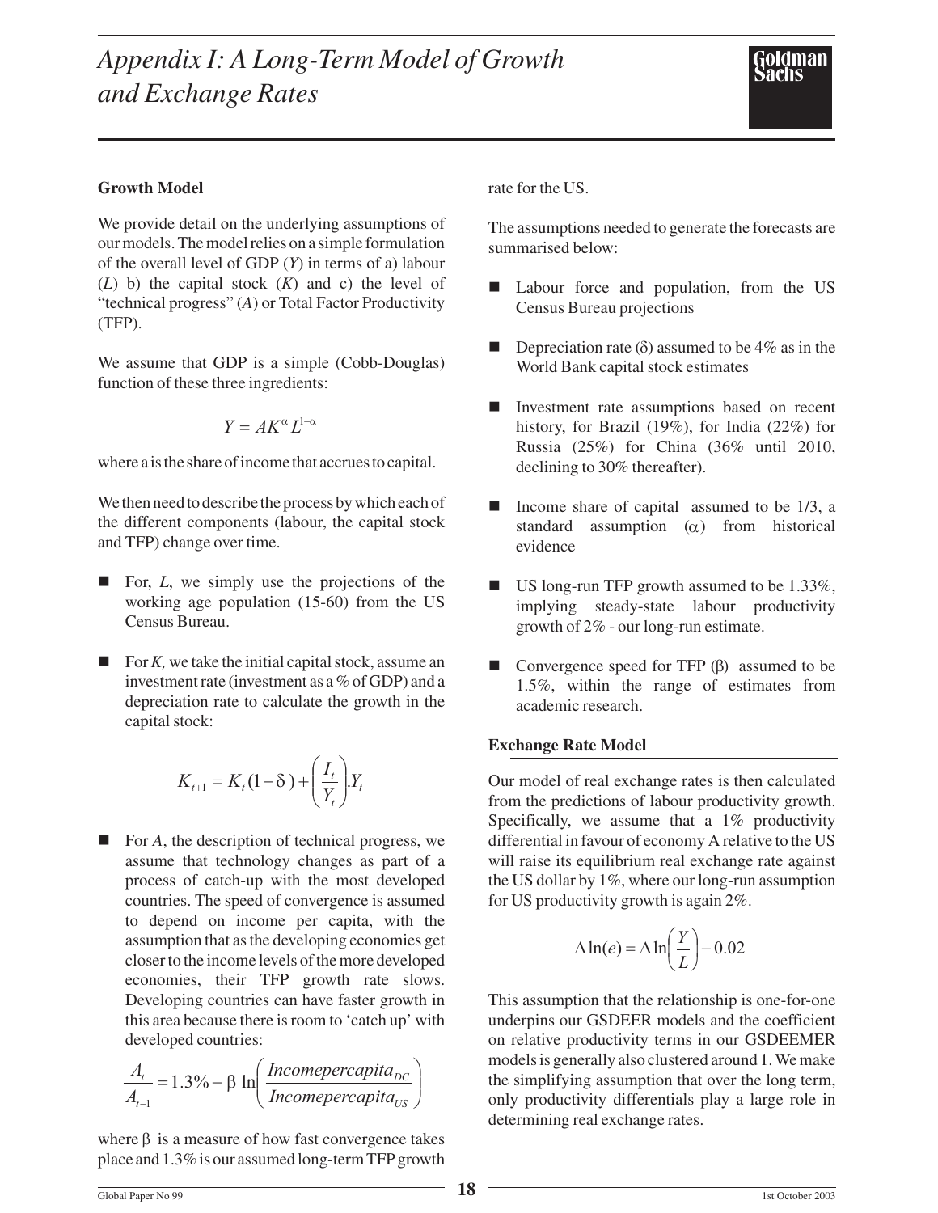# Appendix I: A Long-Term Model of Growth and Exchange Rates

## Growth Model

We provide detail on the underlying assumptions of our models. The model relies on a simple formulation of the overall level of GDP ($Y$) in terms of a) labour ($L$) b) the capital stock ($K$) and c) the level of "technical progress" ($A$) or Total Factor Productivity (TFP).

We assume that GDP is a simple (Cobb-Douglas) function of these three ingredients:

$$Y = AK^{\alpha} L^{1-\alpha}$$

where a is the share of income that accrues to capital.

We then need to describe the process by which each of the different components (labour, the capital stock and TFP) change over time.

- For, $L$, we simply use the projections of the working age population (15-60) from the US Census Bureau.
- For $K$, we take the initial capital stock, assume an investment rate (investment as a % of GDP) and a depreciation rate to calculate the growth in the capital stock:

$$K_{t+1} = K_t(1-\delta) + \left(\frac{I_t}{Y_t}\right).Y_t$$

- For $A$, the description of technical progress, we assume that technology changes as part of a process of catch-up with the most developed countries. The speed of convergence is assumed to depend on income per capita, with the assumption that as the developing economies get closer to the income levels of the more developed economies, their TFP growth rate slows. Developing countries can have faster growth in this area because there is room to 'catch up' with developed countries:

$$\frac{A_t}{A_{t-1}} = 1.3\% - \beta \ln\left(\frac{Incomepercapita_{DC}}{Incomepercapita_{US}}\right)$$

where $\beta$ is a measure of how fast convergence takes place and 1.3% is our assumed long-term TFP growth rate for the US.

The assumptions needed to generate the forecasts are summarised below:

- Labour force and population, from the US Census Bureau projections
- Depreciation rate ($\delta$) assumed to be 4% as in the World Bank capital stock estimates
- Investment rate assumptions based on recent history, for Brazil (19%), for India (22%) for Russia (25%) for China (36% until 2010, declining to 30% thereafter).
- Income share of capital assumed to be 1/3, a standard assumption ($\alpha$) from historical evidence
- US long-run TFP growth assumed to be 1.33%, implying steady-state labour productivity growth of 2% - our long-run estimate.
- Convergence speed for TFP ($\beta$) assumed to be 1.5%, within the range of estimates from academic research.

## Exchange Rate Model

Our model of real exchange rates is then calculated from the predictions of labour productivity growth. Specifically, we assume that a 1% productivity differential in favour of economy A relative to the US will raise its equilibrium real exchange rate against the US dollar by 1%, where our long-run assumption for US productivity growth is again 2%.

$$\Delta \ln(e) = \Delta \ln\left(\frac{Y}{L}\right) - 0.02$$

This assumption that the relationship is one-for-one underpins our GSDEER models and the coefficient on relative productivity terms in our GSDEEMER models is generally also clustered around 1. We make the simplifying assumption that over the long term, only productivity differentials play a large role in determining real exchange rates.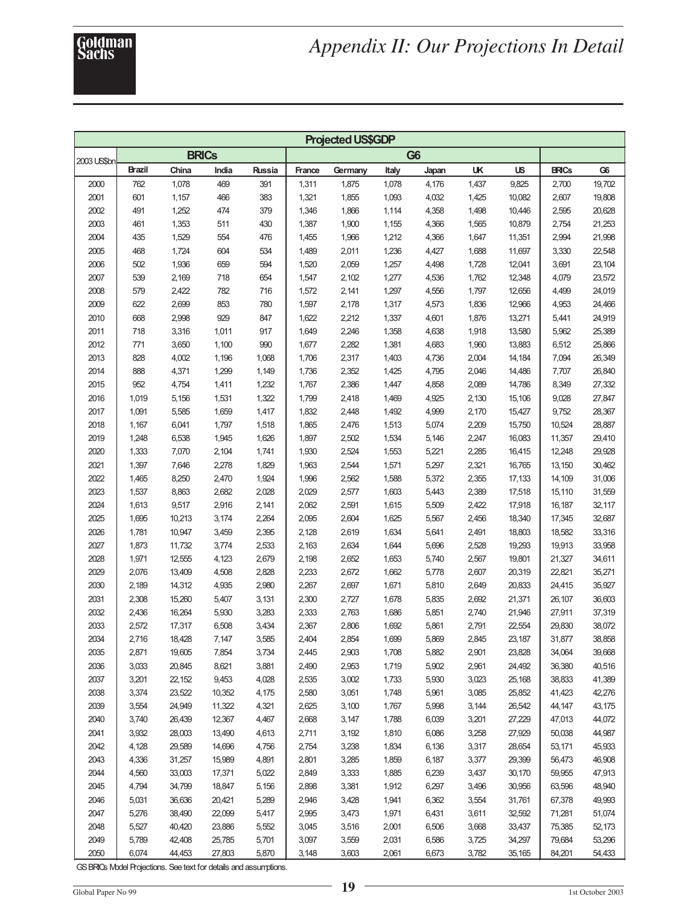# Appendix II: Our Projections In Detail

| Projected US$GDP | | | | | | | | | | | | |
|---|---|---|---|---|---|---|---|---|---|---|---|---|
| 2003 US$bn | BRICs | | | | G6 | | | | | | | |
| | Brazil | China | India | Russia | France | Germany | Italy | Japan | UK | US | BRICs | G6 |
| 2000 | 762 | 1,078 | 469 | 391 | 1,311 | 1,875 | 1,078 | 4,176 | 1,437 | 9,825 | 2,700 | 19,702 |
| 2001 | 601 | 1,157 | 466 | 383 | 1,321 | 1,855 | 1,093 | 4,032 | 1,425 | 10,082 | 2,607 | 19,808 |
| 2002 | 491 | 1,252 | 474 | 379 | 1,346 | 1,866 | 1,114 | 4,358 | 1,498 | 10,446 | 2,595 | 20,628 |
| 2003 | 461 | 1,353 | 511 | 430 | 1,387 | 1,900 | 1,155 | 4,366 | 1,565 | 10,879 | 2,754 | 21,253 |
| 2004 | 435 | 1,529 | 554 | 476 | 1,455 | 1,966 | 1,212 | 4,366 | 1,647 | 11,351 | 2,994 | 21,998 |
| 2005 | 468 | 1,724 | 604 | 534 | 1,489 | 2,011 | 1,236 | 4,427 | 1,688 | 11,697 | 3,330 | 22,548 |
| 2006 | 502 | 1,936 | 659 | 594 | 1,520 | 2,059 | 1,257 | 4,498 | 1,728 | 12,041 | 3,691 | 23,104 |
| 2007 | 539 | 2,169 | 718 | 654 | 1,547 | 2,102 | 1,277 | 4,536 | 1,762 | 12,348 | 4,079 | 23,572 |
| 2008 | 579 | 2,422 | 782 | 716 | 1,572 | 2,141 | 1,297 | 4,556 | 1,797 | 12,656 | 4,499 | 24,019 |
| 2009 | 622 | 2,699 | 853 | 780 | 1,597 | 2,178 | 1,317 | 4,573 | 1,836 | 12,966 | 4,953 | 24,466 |
| 2010 | 668 | 2,998 | 929 | 847 | 1,622 | 2,212 | 1,337 | 4,601 | 1,876 | 13,271 | 5,441 | 24,919 |
| 2011 | 718 | 3,316 | 1,011 | 917 | 1,649 | 2,246 | 1,358 | 4,638 | 1,918 | 13,580 | 5,962 | 25,389 |
| 2012 | 771 | 3,650 | 1,100 | 990 | 1,677 | 2,282 | 1,381 | 4,683 | 1,960 | 13,883 | 6,512 | 25,866 |
| 2013 | 828 | 4,002 | 1,196 | 1,068 | 1,706 | 2,317 | 1,403 | 4,736 | 2,004 | 14,184 | 7,094 | 26,349 |
| 2014 | 888 | 4,371 | 1,299 | 1,149 | 1,736 | 2,352 | 1,425 | 4,795 | 2,046 | 14,486 | 7,707 | 26,840 |
| 2015 | 952 | 4,754 | 1,411 | 1,232 | 1,767 | 2,386 | 1,447 | 4,858 | 2,089 | 14,786 | 8,349 | 27,332 |
| 2016 | 1,019 | 5,156 | 1,531 | 1,322 | 1,799 | 2,418 | 1,469 | 4,925 | 2,130 | 15,106 | 9,028 | 27,847 |
| 2017 | 1,091 | 5,585 | 1,659 | 1,417 | 1,832 | 2,448 | 1,492 | 4,999 | 2,170 | 15,427 | 9,752 | 28,367 |
| 2018 | 1,167 | 6,041 | 1,797 | 1,518 | 1,865 | 2,476 | 1,513 | 5,074 | 2,209 | 15,750 | 10,524 | 28,887 |
| 2019 | 1,248 | 6,538 | 1,945 | 1,626 | 1,897 | 2,502 | 1,534 | 5,146 | 2,247 | 16,083 | 11,357 | 29,410 |
| 2020 | 1,333 | 7,070 | 2,104 | 1,741 | 1,930 | 2,524 | 1,553 | 5,221 | 2,285 | 16,415 | 12,248 | 29,928 |
| 2021 | 1,397 | 7,646 | 2,278 | 1,829 | 1,963 | 2,544 | 1,571 | 5,297 | 2,321 | 16,765 | 13,150 | 30,462 |
| 2022 | 1,465 | 8,250 | 2,470 | 1,924 | 1,996 | 2,562 | 1,588 | 5,372 | 2,355 | 17,133 | 14,109 | 31,006 |
| 2023 | 1,537 | 8,863 | 2,682 | 2,028 | 2,029 | 2,577 | 1,603 | 5,443 | 2,389 | 17,518 | 15,110 | 31,559 |
| 2024 | 1,613 | 9,517 | 2,916 | 2,141 | 2,062 | 2,591 | 1,615 | 5,509 | 2,422 | 17,918 | 16,187 | 32,117 |
| 2025 | 1,695 | 10,213 | 3,174 | 2,264 | 2,095 | 2,604 | 1,625 | 5,567 | 2,456 | 18,340 | 17,345 | 32,687 |
| 2026 | 1,781 | 10,947 | 3,459 | 2,395 | 2,128 | 2,619 | 1,634 | 5,641 | 2,491 | 18,803 | 18,582 | 33,316 |
| 2027 | 1,873 | 11,732 | 3,774 | 2,533 | 2,163 | 2,634 | 1,644 | 5,696 | 2,528 | 19,293 | 19,913 | 33,958 |
| 2028 | 1,971 | 12,555 | 4,123 | 2,679 | 2,198 | 2,652 | 1,653 | 5,740 | 2,567 | 19,801 | 21,327 | 34,611 |
| 2029 | 2,076 | 13,409 | 4,508 | 2,828 | 2,233 | 2,672 | 1,662 | 5,778 | 2,607 | 20,319 | 22,821 | 35,271 |
| 2030 | 2,189 | 14,312 | 4,935 | 2,980 | 2,267 | 2,697 | 1,671 | 5,810 | 2,649 | 20,833 | 24,415 | 35,927 |
| 2031 | 2,308 | 15,260 | 5,407 | 3,131 | 2,300 | 2,727 | 1,678 | 5,835 | 2,692 | 21,371 | 26,107 | 36,603 |
| 2032 | 2,436 | 16,264 | 5,930 | 3,283 | 2,333 | 2,763 | 1,686 | 5,851 | 2,740 | 21,946 | 27,911 | 37,319 |
| 2033 | 2,572 | 17,317 | 6,508 | 3,434 | 2,367 | 2,806 | 1,692 | 5,861 | 2,791 | 22,554 | 29,830 | 38,072 |
| 2034 | 2,716 | 18,428 | 7,147 | 3,585 | 2,404 | 2,854 | 1,699 | 5,869 | 2,845 | 23,187 | 31,877 | 38,858 |
| 2035 | 2,871 | 19,605 | 7,854 | 3,734 | 2,445 | 2,903 | 1,708 | 5,882 | 2,901 | 23,828 | 34,064 | 39,668 |
| 2036 | 3,033 | 20,845 | 8,621 | 3,881 | 2,490 | 2,953 | 1,719 | 5,902 | 2,961 | 24,492 | 36,380 | 40,516 |
| 2037 | 3,201 | 22,152 | 9,453 | 4,028 | 2,535 | 3,002 | 1,733 | 5,930 | 3,023 | 25,168 | 38,833 | 41,389 |
| 2038 | 3,374 | 23,522 | 10,352 | 4,175 | 2,580 | 3,051 | 1,748 | 5,961 | 3,085 | 25,852 | 41,423 | 42,276 |
| 2039 | 3,554 | 24,949 | 11,322 | 4,321 | 2,625 | 3,100 | 1,767 | 5,998 | 3,144 | 26,542 | 44,147 | 43,175 |
| 2040 | 3,740 | 26,439 | 12,367 | 4,467 | 2,668 | 3,147 | 1,788 | 6,039 | 3,201 | 27,229 | 47,013 | 44,072 |
| 2041 | 3,932 | 28,003 | 13,490 | 4,613 | 2,711 | 3,192 | 1,810 | 6,086 | 3,258 | 27,929 | 50,038 | 44,987 |
| 2042 | 4,128 | 29,589 | 14,696 | 4,756 | 2,754 | 3,238 | 1,834 | 6,136 | 3,317 | 28,654 | 53,171 | 45,933 |
| 2043 | 4,336 | 31,257 | 15,989 | 4,891 | 2,801 | 3,285 | 1,859 | 6,187 | 3,377 | 29,399 | 56,473 | 46,908 |
| 2044 | 4,560 | 33,003 | 17,371 | 5,022 | 2,849 | 3,333 | 1,885 | 6,239 | 3,437 | 30,170 | 59,955 | 47,913 |
| 2045 | 4,794 | 34,799 | 18,847 | 5,156 | 2,898 | 3,381 | 1,912 | 6,297 | 3,496 | 30,956 | 63,596 | 48,940 |
| 2046 | 5,031 | 36,636 | 20,421 | 5,289 | 2,946 | 3,428 | 1,941 | 6,362 | 3,554 | 31,761 | 67,378 | 49,993 |
| 2047 | 5,276 | 38,490 | 22,099 | 5,417 | 2,995 | 3,473 | 1,971 | 6,431 | 3,611 | 32,592 | 71,281 | 51,074 |
| 2048 | 5,527 | 40,420 | 23,886 | 5,552 | 3,045 | 3,516 | 2,001 | 6,506 | 3,668 | 33,437 | 75,385 | 52,173 |
| 2049 | 5,789 | 42,408 | 25,785 | 5,701 | 3,097 | 3,559 | 2,031 | 6,586 | 3,725 | 34,297 | 79,684 | 53,296 |
| 2050 | 6,074 | 44,453 | 27,803 | 5,870 | 3,148 | 3,603 | 2,061 | 6,673 | 3,782 | 35,165 | 84,201 | 54,433 |

GS BRICs Model Projections. See text for details and assumptions.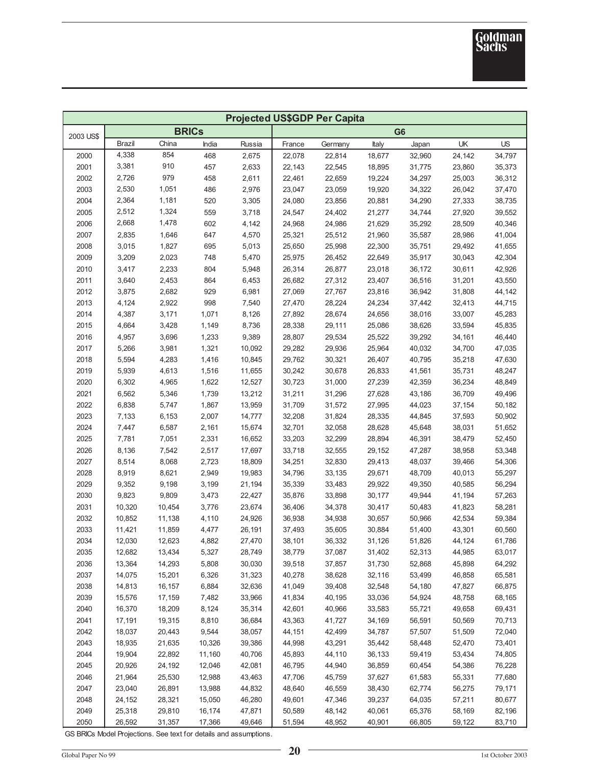| Projected US$GDP Per Capita | | | | | | | | | | |
|---|---|---|---|---|---|---|---|---|---|---|
| 2003 US$ | BRICs | | | | G6 | | | | | |
| | Brazil | China | India | Russia | France | Germany | Italy | Japan | UK | US |
| 2000 | 4,338 | 854 | 468 | 2,675 | 22,078 | 22,814 | 18,677 | 32,960 | 24,142 | 34,797 |
| 2001 | 3,381 | 910 | 457 | 2,633 | 22,143 | 22,545 | 18,895 | 31,775 | 23,860 | 35,373 |
| 2002 | 2,726 | 979 | 458 | 2,611 | 22,461 | 22,659 | 19,224 | 34,297 | 25,003 | 36,312 |
| 2003 | 2,530 | 1,051 | 486 | 2,976 | 23,047 | 23,059 | 19,920 | 34,322 | 26,042 | 37,470 |
| 2004 | 2,364 | 1,181 | 520 | 3,305 | 24,080 | 23,856 | 20,881 | 34,290 | 27,333 | 38,735 |
| 2005 | 2,512 | 1,324 | 559 | 3,718 | 24,547 | 24,402 | 21,277 | 34,744 | 27,920 | 39,552 |
| 2006 | 2,668 | 1,478 | 602 | 4,142 | 24,968 | 24,986 | 21,629 | 35,292 | 28,509 | 40,346 |
| 2007 | 2,835 | 1,646 | 647 | 4,570 | 25,321 | 25,512 | 21,960 | 35,587 | 28,986 | 41,004 |
| 2008 | 3,015 | 1,827 | 695 | 5,013 | 25,650 | 25,998 | 22,300 | 35,751 | 29,492 | 41,655 |
| 2009 | 3,209 | 2,023 | 748 | 5,470 | 25,975 | 26,452 | 22,649 | 35,917 | 30,043 | 42,304 |
| 2010 | 3,417 | 2,233 | 804 | 5,948 | 26,314 | 26,877 | 23,018 | 36,172 | 30,611 | 42,926 |
| 2011 | 3,640 | 2,453 | 864 | 6,453 | 26,682 | 27,312 | 23,407 | 36,516 | 31,201 | 43,550 |
| 2012 | 3,875 | 2,682 | 929 | 6,981 | 27,069 | 27,767 | 23,816 | 36,942 | 31,808 | 44,142 |
| 2013 | 4,124 | 2,922 | 998 | 7,540 | 27,470 | 28,224 | 24,234 | 37,442 | 32,413 | 44,715 |
| 2014 | 4,387 | 3,171 | 1,071 | 8,126 | 27,892 | 28,674 | 24,656 | 38,016 | 33,007 | 45,283 |
| 2015 | 4,664 | 3,428 | 1,149 | 8,736 | 28,338 | 29,111 | 25,086 | 38,626 | 33,594 | 45,835 |
| 2016 | 4,957 | 3,696 | 1,233 | 9,389 | 28,807 | 29,534 | 25,522 | 39,292 | 34,161 | 46,440 |
| 2017 | 5,266 | 3,981 | 1,321 | 10,092 | 29,282 | 29,936 | 25,964 | 40,032 | 34,700 | 47,035 |
| 2018 | 5,594 | 4,283 | 1,416 | 10,845 | 29,762 | 30,321 | 26,407 | 40,795 | 35,218 | 47,630 |
| 2019 | 5,939 | 4,613 | 1,516 | 11,655 | 30,242 | 30,678 | 26,833 | 41,561 | 35,731 | 48,247 |
| 2020 | 6,302 | 4,965 | 1,622 | 12,527 | 30,723 | 31,000 | 27,239 | 42,359 | 36,234 | 48,849 |
| 2021 | 6,562 | 5,346 | 1,739 | 13,212 | 31,211 | 31,296 | 27,628 | 43,186 | 36,709 | 49,496 |
| 2022 | 6,838 | 5,747 | 1,867 | 13,959 | 31,709 | 31,572 | 27,995 | 44,023 | 37,154 | 50,182 |
| 2023 | 7,133 | 6,153 | 2,007 | 14,777 | 32,208 | 31,824 | 28,335 | 44,845 | 37,593 | 50,902 |
| 2024 | 7,447 | 6,587 | 2,161 | 15,674 | 32,701 | 32,058 | 28,628 | 45,648 | 38,031 | 51,652 |
| 2025 | 7,781 | 7,051 | 2,331 | 16,652 | 33,203 | 32,299 | 28,894 | 46,391 | 38,479 | 52,450 |
| 2026 | 8,136 | 7,542 | 2,517 | 17,697 | 33,718 | 32,555 | 29,152 | 47,287 | 38,958 | 53,348 |
| 2027 | 8,514 | 8,068 | 2,723 | 18,809 | 34,251 | 32,830 | 29,413 | 48,037 | 39,466 | 54,306 |
| 2028 | 8,919 | 8,621 | 2,949 | 19,983 | 34,796 | 33,135 | 29,671 | 48,709 | 40,013 | 55,297 |
| 2029 | 9,352 | 9,198 | 3,199 | 21,194 | 35,339 | 33,483 | 29,922 | 49,350 | 40,585 | 56,294 |
| 2030 | 9,823 | 9,809 | 3,473 | 22,427 | 35,876 | 33,898 | 30,177 | 49,944 | 41,194 | 57,263 |
| 2031 | 10,320 | 10,454 | 3,776 | 23,674 | 36,406 | 34,378 | 30,417 | 50,483 | 41,823 | 58,281 |
| 2032 | 10,852 | 11,138 | 4,110 | 24,926 | 36,938 | 34,938 | 30,657 | 50,966 | 42,534 | 59,384 |
| 2033 | 11,421 | 11,859 | 4,477 | 26,191 | 37,493 | 35,605 | 30,884 | 51,400 | 43,301 | 60,560 |
| 2034 | 12,030 | 12,623 | 4,882 | 27,470 | 38,101 | 36,332 | 31,126 | 51,826 | 44,124 | 61,786 |
| 2035 | 12,682 | 13,434 | 5,327 | 28,749 | 38,779 | 37,087 | 31,402 | 52,313 | 44,985 | 63,017 |
| 2036 | 13,364 | 14,293 | 5,808 | 30,030 | 39,518 | 37,857 | 31,730 | 52,868 | 45,898 | 64,292 |
| 2037 | 14,075 | 15,201 | 6,326 | 31,323 | 40,278 | 38,628 | 32,116 | 53,499 | 46,858 | 65,581 |
| 2038 | 14,813 | 16,157 | 6,884 | 32,636 | 41,049 | 39,408 | 32,548 | 54,180 | 47,827 | 66,875 |
| 2039 | 15,576 | 17,159 | 7,482 | 33,966 | 41,834 | 40,195 | 33,036 | 54,924 | 48,758 | 68,165 |
| 2040 | 16,370 | 18,209 | 8,124 | 35,314 | 42,601 | 40,966 | 33,583 | 55,721 | 49,658 | 69,431 |
| 2041 | 17,191 | 19,315 | 8,810 | 36,684 | 43,363 | 41,727 | 34,169 | 56,591 | 50,569 | 70,713 |
| 2042 | 18,037 | 20,443 | 9,544 | 38,057 | 44,151 | 42,499 | 34,787 | 57,507 | 51,509 | 72,040 |
| 2043 | 18,935 | 21,635 | 10,326 | 39,386 | 44,998 | 43,291 | 35,442 | 58,448 | 52,470 | 73,401 |
| 2044 | 19,904 | 22,892 | 11,160 | 40,706 | 45,893 | 44,110 | 36,133 | 59,419 | 53,434 | 74,805 |
| 2045 | 20,926 | 24,192 | 12,046 | 42,081 | 46,795 | 44,940 | 36,859 | 60,454 | 54,386 | 76,228 |
| 2046 | 21,964 | 25,530 | 12,988 | 43,463 | 47,706 | 45,759 | 37,627 | 61,583 | 55,331 | 77,680 |
| 2047 | 23,040 | 26,891 | 13,988 | 44,832 | 48,640 | 46,559 | 38,430 | 62,774 | 56,275 | 79,171 |
| 2048 | 24,152 | 28,321 | 15,050 | 46,280 | 49,601 | 47,346 | 39,237 | 64,035 | 57,211 | 80,677 |
| 2049 | 25,318 | 29,810 | 16,174 | 47,871 | 50,589 | 48,142 | 40,061 | 65,376 | 58,169 | 82,196 |
| 2050 | 26,592 | 31,357 | 17,366 | 49,646 | 51,594 | 48,952 | 40,901 | 66,805 | 59,122 | 83,710 |

GS BRICs Model Projections. See text for details and assumptions.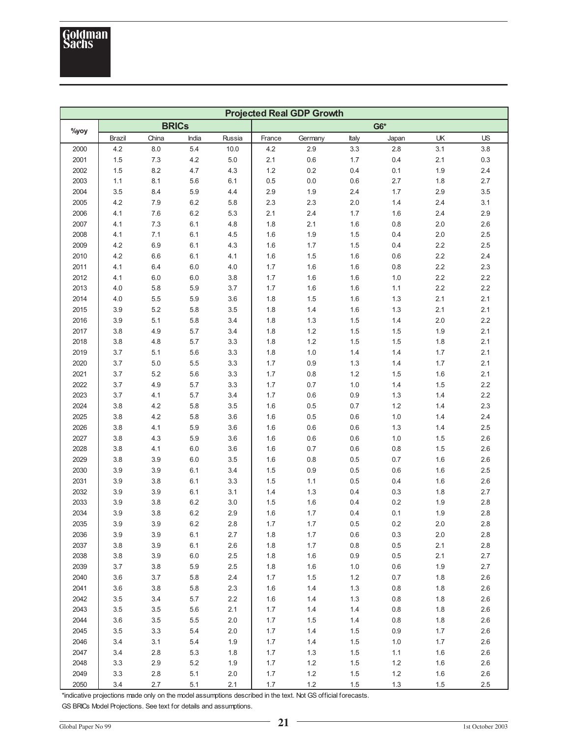| Projected Real GDP Growth | | | | | | | | | | |
|---|---|---|---|---|---|---|---|---|---|---|
| %yoy | BRICs | | | | G6* | | | | | |
| | Brazil | China | India | Russia | France | Germany | Italy | Japan | UK | US |
| 2000 | 4.2 | 8.0 | 5.4 | 10.0 | 4.2 | 2.9 | 3.3 | 2.8 | 3.1 | 3.8 |
| 2001 | 1.5 | 7.3 | 4.2 | 5.0 | 2.1 | 0.6 | 1.7 | 0.4 | 2.1 | 0.3 |
| 2002 | 1.5 | 8.2 | 4.7 | 4.3 | 1.2 | 0.2 | 0.4 | 0.1 | 1.9 | 2.4 |
| 2003 | 1.1 | 8.1 | 5.6 | 6.1 | 0.5 | 0.0 | 0.6 | 2.7 | 1.8 | 2.7 |
| 2004 | 3.5 | 8.4 | 5.9 | 4.4 | 2.9 | 1.9 | 2.4 | 1.7 | 2.9 | 3.5 |
| 2005 | 4.2 | 7.9 | 6.2 | 5.8 | 2.3 | 2.3 | 2.0 | 1.4 | 2.4 | 3.1 |
| 2006 | 4.1 | 7.6 | 6.2 | 5.3 | 2.1 | 2.4 | 1.7 | 1.6 | 2.4 | 2.9 |
| 2007 | 4.1 | 7.3 | 6.1 | 4.8 | 1.8 | 2.1 | 1.6 | 0.8 | 2.0 | 2.6 |
| 2008 | 4.1 | 7.1 | 6.1 | 4.5 | 1.6 | 1.9 | 1.5 | 0.4 | 2.0 | 2.5 |
| 2009 | 4.2 | 6.9 | 6.1 | 4.3 | 1.6 | 1.7 | 1.5 | 0.4 | 2.2 | 2.5 |
| 2010 | 4.2 | 6.6 | 6.1 | 4.1 | 1.6 | 1.5 | 1.6 | 0.6 | 2.2 | 2.4 |
| 2011 | 4.1 | 6.4 | 6.0 | 4.0 | 1.7 | 1.6 | 1.6 | 0.8 | 2.2 | 2.3 |
| 2012 | 4.1 | 6.0 | 6.0 | 3.8 | 1.7 | 1.6 | 1.6 | 1.0 | 2.2 | 2.2 |
| 2013 | 4.0 | 5.8 | 5.9 | 3.7 | 1.7 | 1.6 | 1.6 | 1.1 | 2.2 | 2.2 |
| 2014 | 4.0 | 5.5 | 5.9 | 3.6 | 1.8 | 1.5 | 1.6 | 1.3 | 2.1 | 2.1 |
| 2015 | 3.9 | 5.2 | 5.8 | 3.5 | 1.8 | 1.4 | 1.6 | 1.3 | 2.1 | 2.1 |
| 2016 | 3.9 | 5.1 | 5.8 | 3.4 | 1.8 | 1.3 | 1.5 | 1.4 | 2.0 | 2.2 |
| 2017 | 3.8 | 4.9 | 5.7 | 3.4 | 1.8 | 1.2 | 1.5 | 1.5 | 1.9 | 2.1 |
| 2018 | 3.8 | 4.8 | 5.7 | 3.3 | 1.8 | 1.2 | 1.5 | 1.5 | 1.8 | 2.1 |
| 2019 | 3.7 | 5.1 | 5.6 | 3.3 | 1.8 | 1.0 | 1.4 | 1.4 | 1.7 | 2.1 |
| 2020 | 3.7 | 5.0 | 5.5 | 3.3 | 1.7 | 0.9 | 1.3 | 1.4 | 1.7 | 2.1 |
| 2021 | 3.7 | 5.2 | 5.6 | 3.3 | 1.7 | 0.8 | 1.2 | 1.5 | 1.6 | 2.1 |
| 2022 | 3.7 | 4.9 | 5.7 | 3.3 | 1.7 | 0.7 | 1.0 | 1.4 | 1.5 | 2.2 |
| 2023 | 3.7 | 4.1 | 5.7 | 3.4 | 1.7 | 0.6 | 0.9 | 1.3 | 1.4 | 2.2 |
| 2024 | 3.8 | 4.2 | 5.8 | 3.5 | 1.6 | 0.5 | 0.7 | 1.2 | 1.4 | 2.3 |
| 2025 | 3.8 | 4.2 | 5.8 | 3.6 | 1.6 | 0.5 | 0.6 | 1.0 | 1.4 | 2.4 |
| 2026 | 3.8 | 4.1 | 5.9 | 3.6 | 1.6 | 0.6 | 0.6 | 1.3 | 1.4 | 2.5 |
| 2027 | 3.8 | 4.3 | 5.9 | 3.6 | 1.6 | 0.6 | 0.6 | 1.0 | 1.5 | 2.6 |
| 2028 | 3.8 | 4.1 | 6.0 | 3.6 | 1.6 | 0.7 | 0.6 | 0.8 | 1.5 | 2.6 |
| 2029 | 3.8 | 3.9 | 6.0 | 3.5 | 1.6 | 0.8 | 0.5 | 0.7 | 1.6 | 2.6 |
| 2030 | 3.9 | 3.9 | 6.1 | 3.4 | 1.5 | 0.9 | 0.5 | 0.6 | 1.6 | 2.5 |
| 2031 | 3.9 | 3.8 | 6.1 | 3.3 | 1.5 | 1.1 | 0.5 | 0.4 | 1.6 | 2.6 |
| 2032 | 3.9 | 3.9 | 6.1 | 3.1 | 1.4 | 1.3 | 0.4 | 0.3 | 1.8 | 2.7 |
| 2033 | 3.9 | 3.8 | 6.2 | 3.0 | 1.5 | 1.6 | 0.4 | 0.2 | 1.9 | 2.8 |
| 2034 | 3.9 | 3.8 | 6.2 | 2.9 | 1.6 | 1.7 | 0.4 | 0.1 | 1.9 | 2.8 |
| 2035 | 3.9 | 3.9 | 6.2 | 2.8 | 1.7 | 1.7 | 0.5 | 0.2 | 2.0 | 2.8 |
| 2036 | 3.9 | 3.9 | 6.1 | 2.7 | 1.8 | 1.7 | 0.6 | 0.3 | 2.0 | 2.8 |
| 2037 | 3.8 | 3.9 | 6.1 | 2.6 | 1.8 | 1.7 | 0.8 | 0.5 | 2.1 | 2.8 |
| 2038 | 3.8 | 3.9 | 6.0 | 2.5 | 1.8 | 1.6 | 0.9 | 0.5 | 2.1 | 2.7 |
| 2039 | 3.7 | 3.8 | 5.9 | 2.5 | 1.8 | 1.6 | 1.0 | 0.6 | 1.9 | 2.7 |
| 2040 | 3.6 | 3.7 | 5.8 | 2.4 | 1.7 | 1.5 | 1.2 | 0.7 | 1.8 | 2.6 |
| 2041 | 3.6 | 3.8 | 5.8 | 2.3 | 1.6 | 1.4 | 1.3 | 0.8 | 1.8 | 2.6 |
| 2042 | 3.5 | 3.4 | 5.7 | 2.2 | 1.6 | 1.4 | 1.3 | 0.8 | 1.8 | 2.6 |
| 2043 | 3.5 | 3.5 | 5.6 | 2.1 | 1.7 | 1.4 | 1.4 | 0.8 | 1.8 | 2.6 |
| 2044 | 3.6 | 3.5 | 5.5 | 2.0 | 1.7 | 1.5 | 1.4 | 0.8 | 1.8 | 2.6 |
| 2045 | 3.5 | 3.3 | 5.4 | 2.0 | 1.7 | 1.4 | 1.5 | 0.9 | 1.7 | 2.6 |
| 2046 | 3.4 | 3.1 | 5.4 | 1.9 | 1.7 | 1.4 | 1.5 | 1.0 | 1.7 | 2.6 |
| 2047 | 3.4 | 2.8 | 5.3 | 1.8 | 1.7 | 1.3 | 1.5 | 1.1 | 1.6 | 2.6 |
| 2048 | 3.3 | 2.9 | 5.2 | 1.9 | 1.7 | 1.2 | 1.5 | 1.2 | 1.6 | 2.6 |
| 2049 | 3.3 | 2.8 | 5.1 | 2.0 | 1.7 | 1.2 | 1.5 | 1.2 | 1.6 | 2.6 |
| 2050 | 3.4 | 2.7 | 5.1 | 2.1 | 1.7 | 1.2 | 1.5 | 1.3 | 1.5 | 2.5 |

*indicative projections made only on the model assumptions described in the text. Not GS official forecasts.

GS BRICs Model Projections. See text for details and assumptions.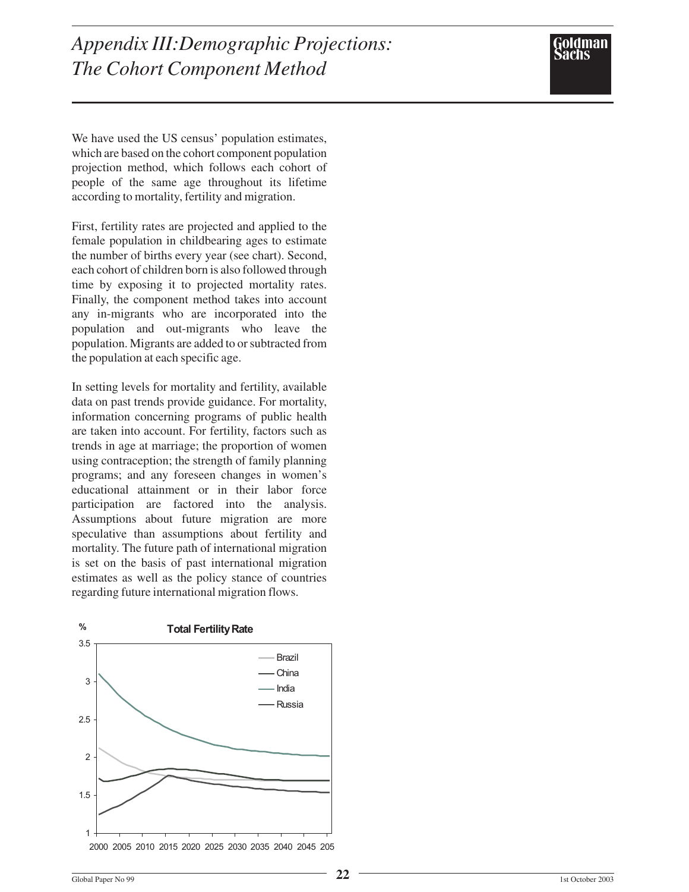# *Appendix III: Demographic Projections: The Cohort Component Method*

We have used the US census' population estimates, which are based on the cohort component population projection method, which follows each cohort of people of the same age throughout its lifetime according to mortality, fertility and migration.

First, fertility rates are projected and applied to the female population in childbearing ages to estimate the number of births every year (see chart). Second, each cohort of children born is also followed through time by exposing it to projected mortality rates. Finally, the component method takes into account any in-migrants who are incorporated into the population and out-migrants who leave the population. Migrants are added to or subtracted from the population at each specific age.

In setting levels for mortality and fertility, available data on past trends provide guidance. For mortality, information concerning programs of public health are taken into account. For fertility, factors such as trends in age at marriage; the proportion of women using contraception; the strength of family planning programs; and any foreseen changes in women's educational attainment or in their labor force participation are factored into the analysis. Assumptions about future migration are more speculative than assumptions about fertility and mortality. The future path of international migration is set on the basis of past international migration estimates as well as the policy stance of countries regarding future international migration flows.

**Total Fertility Rate**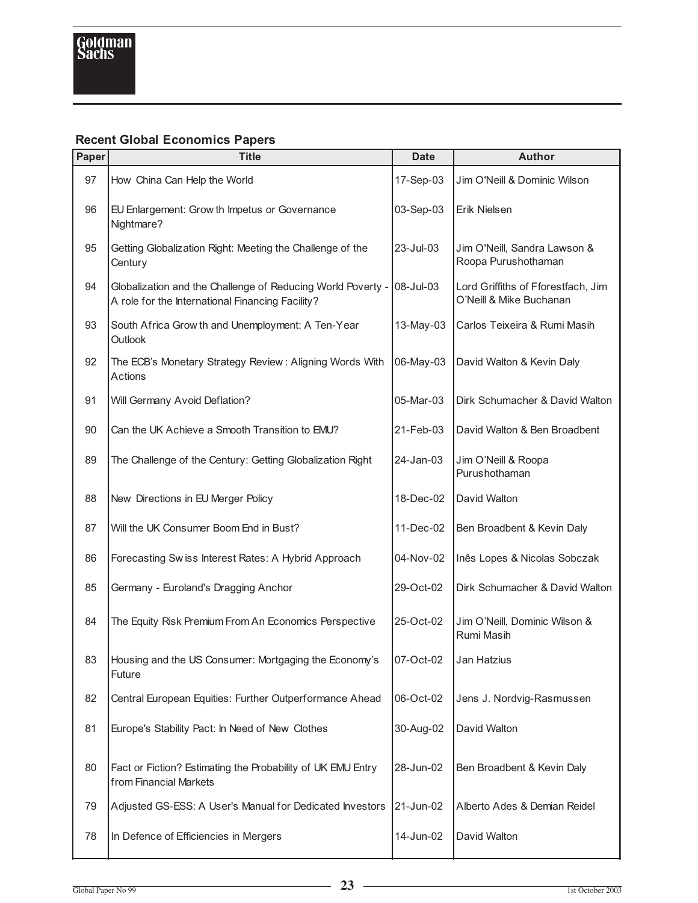## Recent Global Economics Papers

| Paper | Title | Date | Author |
|---|---|---|---|
| 97 | How China Can Help the World | 17-Sep-03 | Jim O'Neill & Dominic Wilson |
| 96 | EU Enlargement: Growth Impetus or Governance Nightmare? | 03-Sep-03 | Erik Nielsen |
| 95 | Getting Globalization Right: Meeting the Challenge of the Century | 23-Jul-03 | Jim O'Neill, Sandra Lawson & Roopa Purushothaman |
| 94 | Globalization and the Challenge of Reducing World Poverty - A role for the International Financing Facility? | 08-Jul-03 | Lord Griffiths of Fforestfach, Jim O'Neill & Mike Buchanan |
| 93 | South Africa Growth and Unemployment: A Ten-Year Outlook | 13-May-03 | Carlos Teixeira & Rumi Masih |
| 92 | The ECB's Monetary Strategy Review: Aligning Words With Actions | 06-May-03 | David Walton & Kevin Daly |
| 91 | Will Germany Avoid Deflation? | 05-Mar-03 | Dirk Schumacher & David Walton |
| 90 | Can the UK Achieve a Smooth Transition to EMU? | 21-Feb-03 | David Walton & Ben Broadbent |
| 89 | The Challenge of the Century: Getting Globalization Right | 24-Jan-03 | Jim O'Neill & Roopa Purushothaman |
| 88 | New Directions in EU Merger Policy | 18-Dec-02 | David Walton |
| 87 | Will the UK Consumer Boom End in Bust? | 11-Dec-02 | Ben Broadbent & Kevin Daly |
| 86 | Forecasting Swiss Interest Rates: A Hybrid Approach | 04-Nov-02 | Inês Lopes & Nicolas Sobczak |
| 85 | Germany - Euroland's Dragging Anchor | 29-Oct-02 | Dirk Schumacher & David Walton |
| 84 | The Equity Risk Premium From An Economics Perspective | 25-Oct-02 | Jim O'Neill, Dominic Wilson & Rumi Masih |
| 83 | Housing and the US Consumer: Mortgaging the Economy's Future | 07-Oct-02 | Jan Hatzius |
| 82 | Central European Equities: Further Outperformance Ahead | 06-Oct-02 | Jens J. Nordvig-Rasmussen |
| 81 | Europe's Stability Pact: In Need of New Clothes | 30-Aug-02 | David Walton |
| 80 | Fact or Fiction? Estimating the Probability of UK EMU Entry from Financial Markets | 28-Jun-02 | Ben Broadbent & Kevin Daly |
| 79 | Adjusted GS-ESS: A User's Manual for Dedicated Investors | 21-Jun-02 | Alberto Ades & Demian Reidel |
| 78 | In Defence of Efficiencies in Mergers | 14-Jun-02 | David Walton |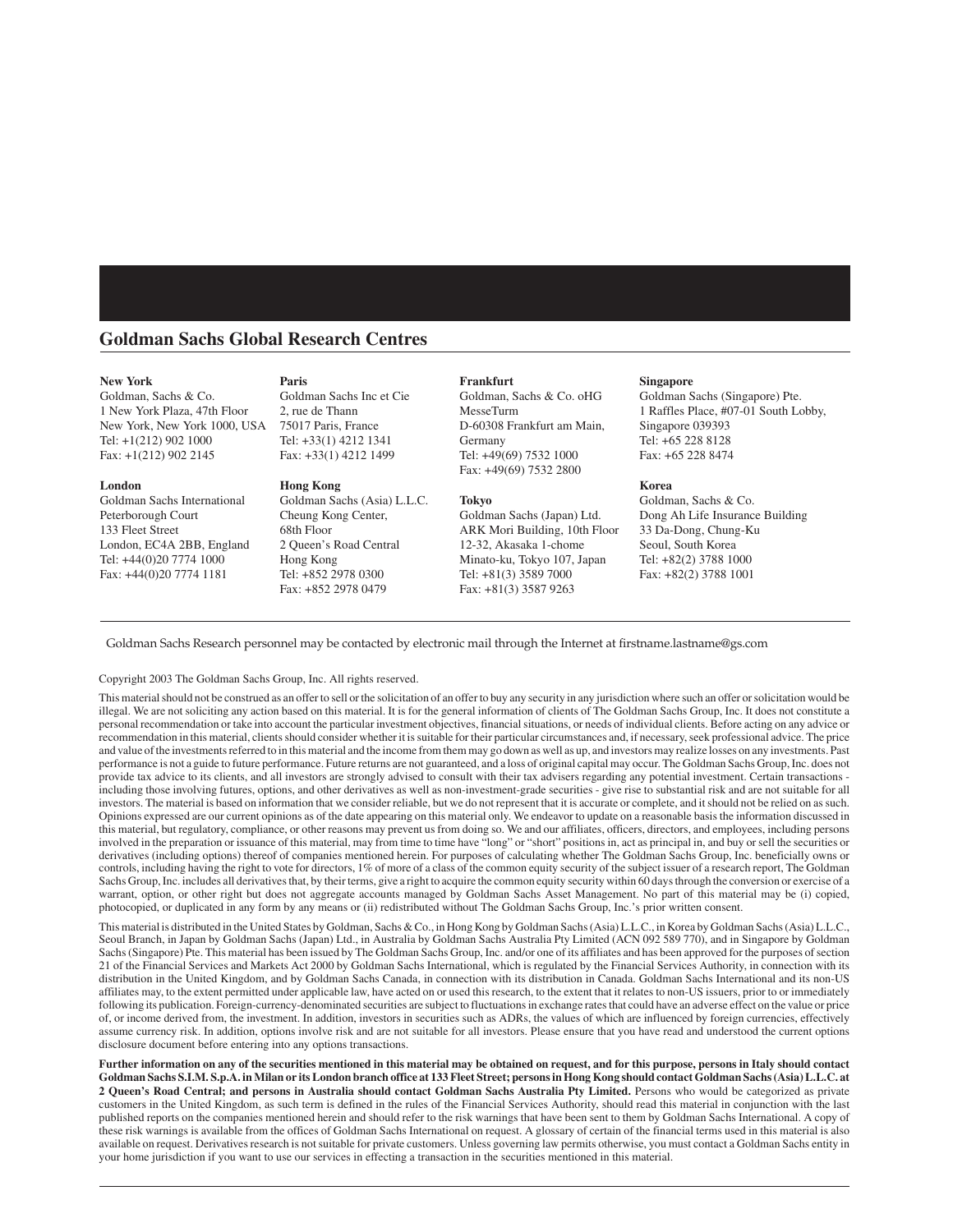## Goldman Sachs Global Research Centres

**New York**
Goldman, Sachs & Co.
1 New York Plaza, 47th Floor
New York, New York 1000, USA
Tel: +1(212) 902 1000
Fax: +1(212) 902 2145

**London**
Goldman Sachs International
Peterborough Court
133 Fleet Street
London, EC4A 2BB, England
Tel: +44(0)20 7774 1000
Fax: +44(0)20 7774 1181

**Paris**
Goldman Sachs Inc et Cie
2, rue de Thann
75017 Paris, France
Tel: +33(1) 4212 1341
Fax: +33(1) 4212 1499

**Hong Kong**
Goldman Sachs (Asia) L.L.C.
Cheung Kong Center,
68th Floor
2 Queen's Road Central
Hong Kong
Tel: +852 2978 0300
Fax: +852 2978 0479

**Frankfurt**
Goldman, Sachs & Co. oHG
MesseTurm
D-60308 Frankfurt am Main,
Germany
Tel: +49(69) 7532 1000
Fax: +49(69) 7532 2800

**Tokyo**
Goldman Sachs (Japan) Ltd.
ARK Mori Building, 10th Floor
12-32, Akasaka 1-chome
Minato-ku, Tokyo 107, Japan
Tel: +81(3) 3589 7000
Fax: +81(3) 3587 9263

**Singapore**
Goldman Sachs (Singapore) Pte.
1 Raffles Place, #07-01 South Lobby,
Singapore 039393
Tel: +65 228 8128
Fax: +65 228 8474

**Korea**
Goldman, Sachs & Co.
Dong Ah Life Insurance Building
33 Da-Dong, Chung-Ku
Seoul, South Korea
Tel: +82(2) 3788 1000
Fax: +82(2) 3788 1001

Goldman Sachs Research personnel may be contacted by electronic mail through the Internet at firstname.lastname@gs.com

Copyright 2003 The Goldman Sachs Group, Inc. All rights reserved.

This material should not be construed as an offer to sell or the solicitation of an offer to buy any security in any jurisdiction where such an offer or solicitation would be illegal. We are not soliciting any action based on this material. It is for the general information of clients of The Goldman Sachs Group, Inc. It does not constitute a personal recommendation or take into account the particular investment objectives, financial situations, or needs of individual clients. Before acting on any advice or recommendation in this material, clients should consider whether it is suitable for their particular circumstances and, if necessary, seek professional advice. The price and value of the investments referred to in this material and the income from them may go down as well as up, and investors may realize losses on any investments. Past performance is not a guide to future performance. Future returns are not guaranteed, and a loss of original capital may occur. The Goldman Sachs Group, Inc. does not provide tax advice to its clients, and all investors are strongly advised to consult with their tax advisers regarding any potential investment. Certain transactions - including those involving futures, options, and other derivatives as well as non-investment-grade securities - give rise to substantial risk and are not suitable for all investors. The material is based on information that we consider reliable, but we do not represent that it is accurate or complete, and it should not be relied on as such. Opinions expressed are our current opinions as of the date appearing on this material only. We endeavor to update on a reasonable basis the information discussed in this material, but regulatory, compliance, or other reasons may prevent us from doing so. We and our affiliates, officers, directors, and employees, including persons involved in the preparation or issuance of this material, may from time to time have "long" or "short" positions in, act as principal in, and buy or sell the securities or derivatives (including options) thereof of companies mentioned herein. For purposes of calculating whether The Goldman Sachs Group, Inc. beneficially owns or controls, including having the right to vote for directors, 1% of more of a class of the common equity security of the subject issuer of a research report, The Goldman Sachs Group, Inc. includes all derivatives that, by their terms, give a right to acquire the common equity security within 60 days through the conversion or exercise of a warrant, option, or other right but does not aggregate accounts managed by Goldman Sachs Asset Management. No part of this material may be (i) copied, photocopied, or duplicated in any form by any means or (ii) redistributed without The Goldman Sachs Group, Inc.'s prior written consent.

This material is distributed in the United States by Goldman, Sachs & Co., in Hong Kong by Goldman Sachs (Asia) L.L.C., in Korea by Goldman Sachs (Asia) L.L.C., Seoul Branch, in Japan by Goldman Sachs (Japan) Ltd., in Australia by Goldman Sachs Australia Pty Limited (ACN 092 589 770), and in Singapore by Goldman Sachs (Singapore) Pte. This material has been issued by The Goldman Sachs Group, Inc. and/or one of its affiliates and has been approved for the purposes of section 21 of the Financial Services and Markets Act 2000 by Goldman Sachs International, which is regulated by the Financial Services Authority, in connection with its distribution in the United Kingdom, and by Goldman Sachs Canada, in connection with its distribution in Canada. Goldman Sachs International and its non-US affiliates may, to the extent permitted under applicable law, have acted on or used this research, to the extent that it relates to non-US issuers, prior to or immediately following its publication. Foreign-currency-denominated securities are subject to fluctuations in exchange rates that could have an adverse effect on the value or price of, or income derived from, the investment. In addition, investors in securities such as ADRs, the values of which are influenced by foreign currencies, effectively assume currency risk. In addition, options involve risk and are not suitable for all investors. Please ensure that you have read and understood the current options disclosure document before entering into any options transactions.

**Further information on any of the securities mentioned in this material may be obtained on request, and for this purpose, persons in Italy should contact Goldman Sachs S.I.M. S.p.A. in Milan or its London branch office at 133 Fleet Street; persons in Hong Kong should contact Goldman Sachs (Asia) L.L.C. at 2 Queen's Road Central; and persons in Australia should contact Goldman Sachs Australia Pty Limited.** Persons who would be categorized as private customers in the United Kingdom, as such term is defined in the rules of the Financial Services Authority, should read this material in conjunction with the last published reports on the companies mentioned herein and should refer to the risk warnings that have been sent to them by Goldman Sachs International. A copy of these risk warnings is available from the offices of Goldman Sachs International on request. A glossary of certain of the financial terms used in this material is also available on request. Derivatives research is not suitable for private customers. Unless governing law permits otherwise, you must contact a Goldman Sachs entity in your home jurisdiction if you want to use our services in effecting a transaction in the securities mentioned in this material.